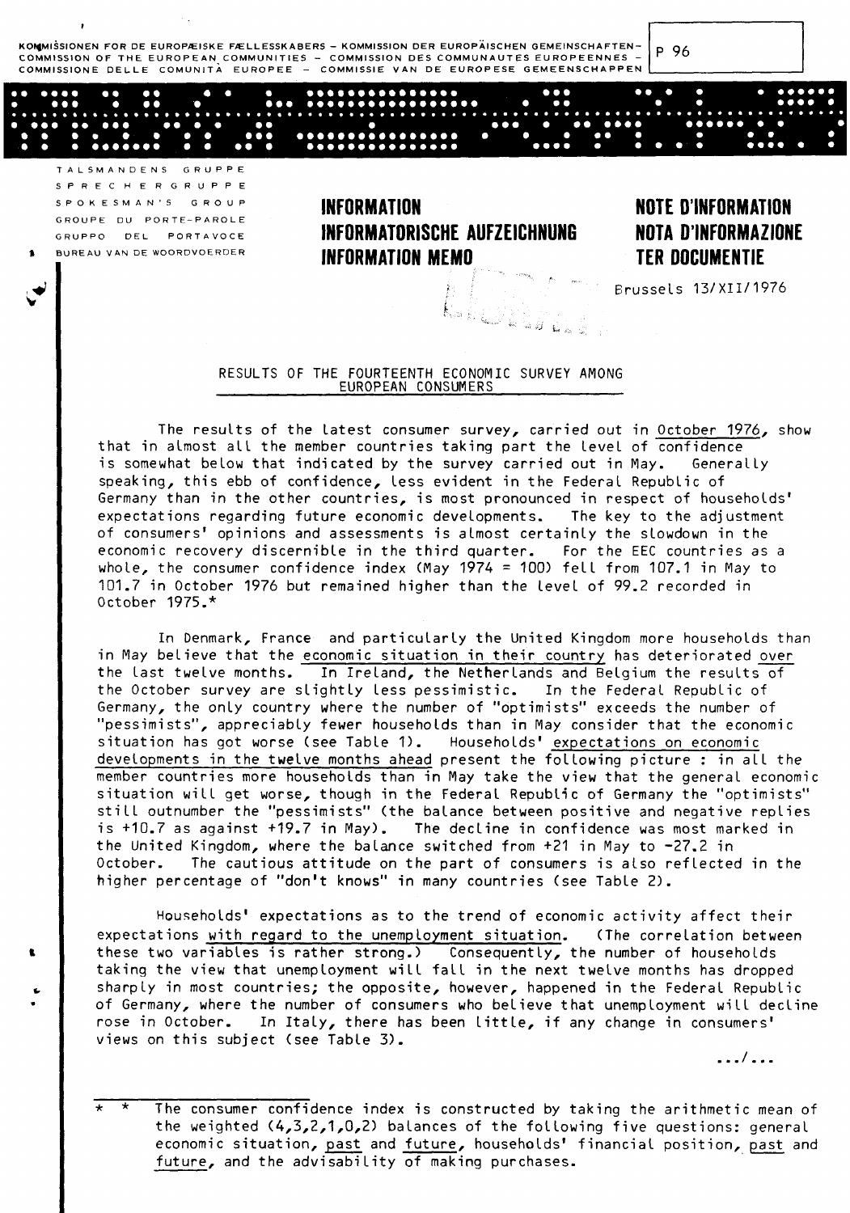KOMMISSIONEN FOR DE EUROPÆISKE FÆLLESSKABERS – KOMMISSION DER EUROPÄISCHEN GEMEINSCHAFTEN – COMMISSION OF THE EUROPEAN COMMUNITIES – COMMISSION DES COMMUNAUTES EUROPEENNES – COMMISSIONE DELLE COMUNITÀ EUROPEE – COMMISSIE VAN DE EUROPESE GEMEENSCHAPPEN

P 96

TALSMANDENS GRUPPE
SPRECHERGRUPPE
SPOKESMAN'S GROUP
GROUPE DU PORTE-PAROLE
GRUPPO DEL PORTAVOCE
BUREAU VAN DE WOORDVOERDER

**INFORMATION**
**INFORMATORISCHE AUFZEICHNUNG**
**INFORMATION MEMO**

**NOTE D'INFORMATION**
**NOTA D'INFORMAZIONE**
**TER DOCUMENTIE**

Brussels 13/XII/1976

## RESULTS OF THE FOURTEENTH ECONOMIC SURVEY AMONG EUROPEAN CONSUMERS

The results of the latest consumer survey, carried out in October 1976, show that in almost all the member countries taking part the level of confidence is somewhat below that indicated by the survey carried out in May. Generally speaking, this ebb of confidence, less evident in the Federal Republic of Germany than in the other countries, is most pronounced in respect of households' expectations regarding future economic developments. The key to the adjustment of consumers' opinions and assessments is almost certainly the slowdown in the economic recovery discernible in the third quarter. For the EEC countries as a whole, the consumer confidence index (May 1974 = 100) fell from 107.1 in May to 101.7 in October 1976 but remained higher than the level of 99.2 recorded in October 1975.*

In Denmark, France and particularly the United Kingdom more households than in May believe that the economic situation in their country has deteriorated over the last twelve months. In Ireland, the Netherlands and Belgium the results of the October survey are slightly less pessimistic. In the Federal Republic of Germany, the only country where the number of "optimists" exceeds the number of "pessimists", appreciably fewer households than in May consider that the economic situation has got worse (see Table 1). Households' expectations on economic developments in the twelve months ahead present the following picture : in all the member countries more households than in May take the view that the general economic situation will get worse, though in the Federal Republic of Germany the "optimists" still outnumber the "pessimists" (the balance between positive and negative replies is +10.7 as against +19.7 in May). The decline in confidence was most marked in the United Kingdom, where the balance switched from +21 in May to -27.2 in October. The cautious attitude on the part of consumers is also reflected in the higher percentage of "don't knows" in many countries (see Table 2).

Households' expectations as to the trend of economic activity affect their expectations with regard to the unemployment situation. (The correlation between these two variables is rather strong.) Consequently, the number of households taking the view that unemployment will fall in the next twelve months has dropped sharply in most countries; the opposite, however, happened in the Federal Republic of Germany, where the number of consumers who believe that unemployment will decline rose in October. In Italy, there has been little, if any change in consumers' views on this subject (see Table 3).

.../...

\* The consumer confidence index is constructed by taking the arithmetic mean of the weighted (4,3,2,1,0,2) balances of the following five questions: general economic situation, past and future, households' financial position, past and future, and the advisability of making purchases.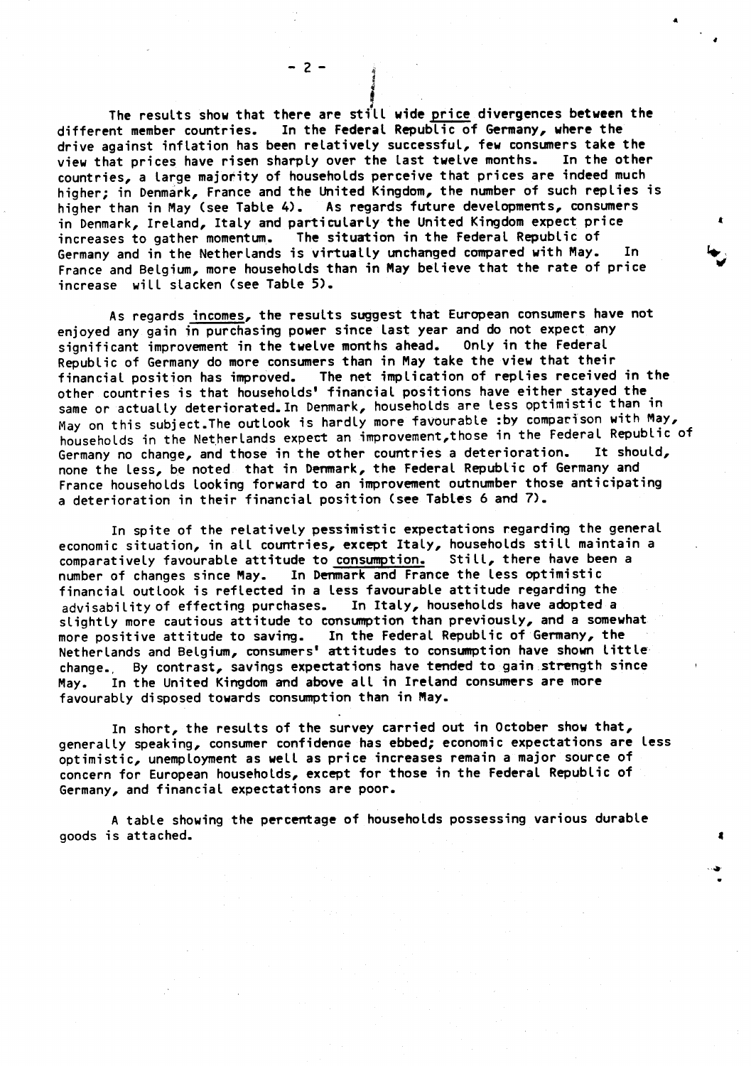The results show that there are still wide price divergences between the different member countries. In the Federal Republic of Germany, where the drive against inflation has been relatively successful, few consumers take the view that prices have risen sharply over the last twelve months. In the other countries, a large majority of households perceive that prices are indeed much higher; in Denmark, France and the United Kingdom, the number of such replies is higher than in May (see Table 4). As regards future developments, consumers in Denmark, Ireland, Italy and particularly the United Kingdom expect price increases to gather momentum. The situation in the Federal Republic of Germany and in the Netherlands is virtually unchanged compared with May. In France and Belgium, more households than in May believe that the rate of price increase will slacken (see Table 5).

As regards incomes, the results suggest that European consumers have not enjoyed any gain in purchasing power since last year and do not expect any significant improvement in the twelve months ahead. Only in the Federal Republic of Germany do more consumers than in May take the view that their financial position has improved. The net implication of replies received in the other countries is that households' financial positions have either stayed the same or actually deteriorated. In Denmark, households are less optimistic than in May on this subject. The outlook is hardly more favourable: by comparison with May, households in the Netherlands expect an improvement, those in the Federal Republic of Germany no change, and those in the other countries a deterioration. It should, none the less, be noted that in Denmark, the Federal Republic of Germany and France households looking forward to an improvement outnumber those anticipating a deterioration in their financial position (see Tables 6 and 7).

In spite of the relatively pessimistic expectations regarding the general economic situation, in all countries, except Italy, households still maintain a comparatively favourable attitude to consumption. Still, there have been a number of changes since May. In Denmark and France the less optimistic financial outlook is reflected in a less favourable attitude regarding the advisability of effecting purchases. In Italy, households have adopted a slightly more cautious attitude to consumption than previously, and a somewhat more positive attitude to saving. In the Federal Republic of Germany, the Netherlands and Belgium, consumers' attitudes to consumption have shown little change. By contrast, savings expectations have tended to gain strength since May. In the United Kingdom and above all in Ireland consumers are more favourably disposed towards consumption than in May.

In short, the results of the survey carried out in October show that, generally speaking, consumer confidence has ebbed; economic expectations are less optimistic, unemployment as well as price increases remain a major source of concern for European households, except for those in the Federal Republic of Germany, and financial expectations are poor.

A table showing the percentage of households possessing various durable goods is attached.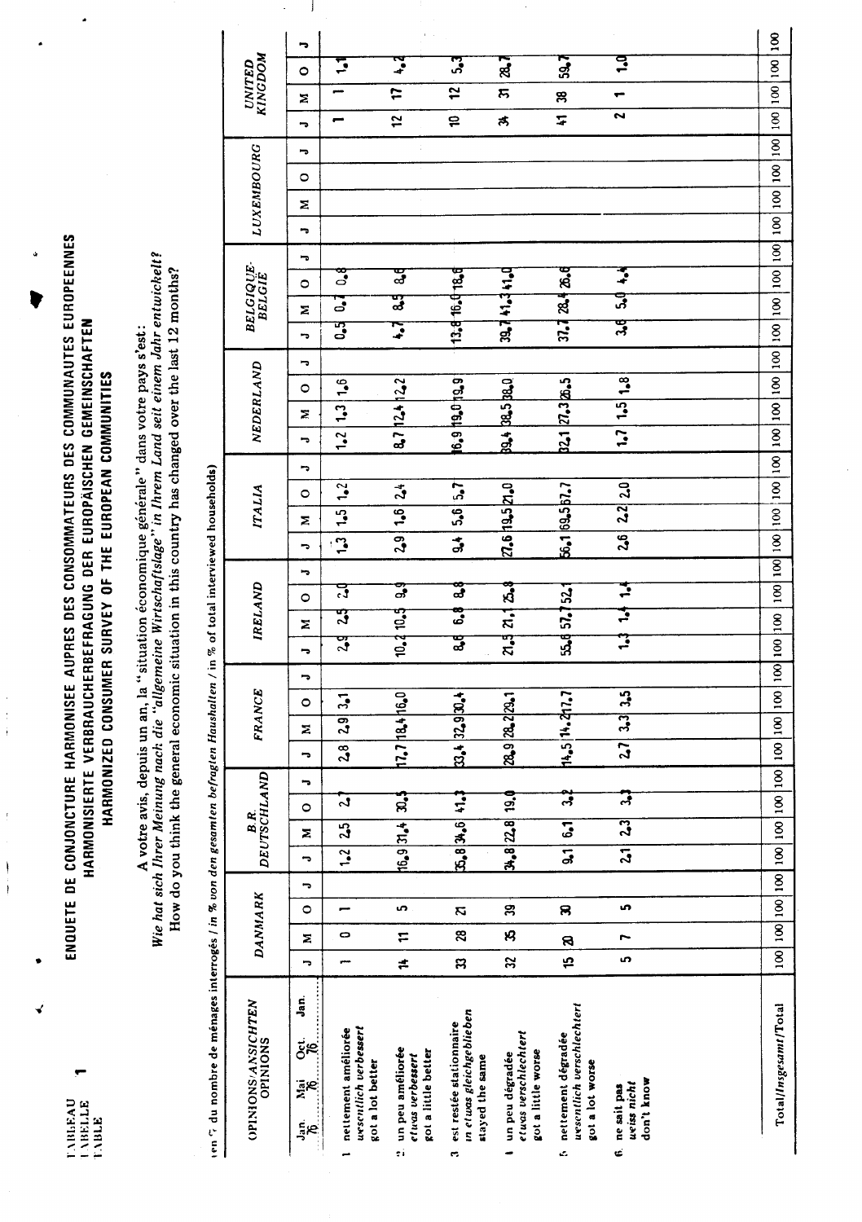TABLEAU 1
TABELLE
TABLE

# ENQUETE DE CONJONCTURE HARMONISEE AUPRES DES CONSOMMATEURS DES COMMUNAUTES EUROPEENNES
## HARMONISIERTE VERBRAUCHERBEFRAGUNG DER EUROPÄISCHEN GEMEINSCHAFTEN
## HARMONIZED CONSUMER SURVEY OF THE EUROPEAN COMMUNITIES

A votre avis, depuis un an, la "situation économique générale" dans votre pays s'est:
*Wie hat sich Ihrer Meinung nach die "allgemeine Wirtschaftslage" in Ihrem Land seit einem Jahr entwickelt?*
How do you think the general economic situation in this country has changed over the last 12 months?

en % du nombre de ménages interrogés / *in % von den gesamten befragten Haushalten* / in % of total interviewed households)

| OPINIONS/*ANSICHTEN* OPINIONS | DANMARK | | | | B.R. DEUTSCHLAND | | | | FRANCE | | | | IRELAND | | | | ITALIA | | | | NEDERLAND | | | | BELGIQUE-BELGIË | | | | LUXEMBOURG | | | | UNITED KINGDOM | | | |
|---|---|---|---|---|---|---|---|---|---|---|---|---|---|---|---|---|---|---|---|---|---|---|---|---|---|---|---|---|---|---|---|---|---|---|---|---|
| Jan. 76 / Mai 76 / Oct. 76 / Jan. | J | M | O | J | J | M | O | J | J | M | O | J | J | M | O | J | J | M | O | J | J | M | O | J | J | M | O | J | J | M | O | J | J | M | O | J |
| 1 nettement améliorée / *wesentlich verbessert* / got a lot better | 1 | 0 | 1 | | 1,2 | 2,5 | 2,7 | | 2,8 | 2,9 | 3,1 | | 2,9 | 2,5 | 2,0 | | 1,3 | 1,5 | 1,2 | | 1,2 | 1,3 | 1,6 | | 0,5 | 0,7 | 0,8 | | | | | | 1 | 1 | 1,1 | |
| 2 un peu améliorée / *etwas verbessert* / got a little better | 14 | 11 | 5 | | 16,9 | 31,4 | 30,5 | | 17,7 | 18,4 | 16,0 | | 10,2 | 10,5 | 9,9 | | 2,9 | 1,6 | 2,4 | | 8,7 | 12,4 | 12,2 | | 4,7 | 8,5 | 8,6 | | | | | | 12 | 17 | 4,2 | |
| 3 est restée stationnaire / *in etwa gleichgeblieben* / stayed the same | 33 | 28 | 21 | | 35,8 | 34,6 | 41,3 | | 33,4 | 32,9 | 30,4 | | 8,6 | 6,8 | 8,8 | | 9,4 | 5,6 | 5,7 | | 16,9 | 19,0 | 19,9 | | 13,8 | 16,0 | 18,6 | | | | | | 10 | 12 | 5,3 | |
| 4 un peu dégradée / *etwas verschlechtert* / got a little worse | 32 | 35 | 39 | | 34,8 | 22,8 | 19,0 | | 28,9 | 28,2 | 29,1 | | 21,5 | 21,1 | 25,8 | | 27,6 | 19,5 | 21,0 | | 39,4 | 38,5 | 38,0 | | 39,7 | 41,3 | 41,0 | | | | | | 34 | 31 | 28,7 | |
| 5 nettement dégradée / *wesentlich verschlechtert* / got a lot worse | 15 | 20 | 30 | | 9,1 | 6,1 | 3,2 | | 14,5 | 14,2 | 17,7 | | 55,8 | 57,7 | 52,1 | | 56,1 | 69,5 | 67,7 | | 32,1 | 27,3 | 26,5 | | 37,1 | 28,4 | 26,6 | | | | | | 41 | 38 | 59,7 | |
| 6 ne sait pas / *weiss nicht* / don't know | 5 | 7 | 5 | | 2,1 | 2,3 | 3,3 | | 2,7 | 3,3 | 3,5 | | 1,3 | 1,4 | 1,4 | | 2,6 | 2,2 | 2,0 | | 1,7 | 1,5 | 1,8 | | 3,6 | 5,0 | 4,4 | | | | | | 2 | 1 | 1,0 | |
| Total/*Insgesamt*/Total | 100 | 100 | 100 | 100 | 100 | 100 | 100 | 100 | 100 | 100 | 100 | 100 | 100 | 100 | 100 | 100 | 100 | 100 | 100 | 100 | 100 | 100 | 100 | 100 | 100 | 100 | 100 | 100 | 100 | 100 | 100 | 100 | 100 | 100 | 100 | 100 |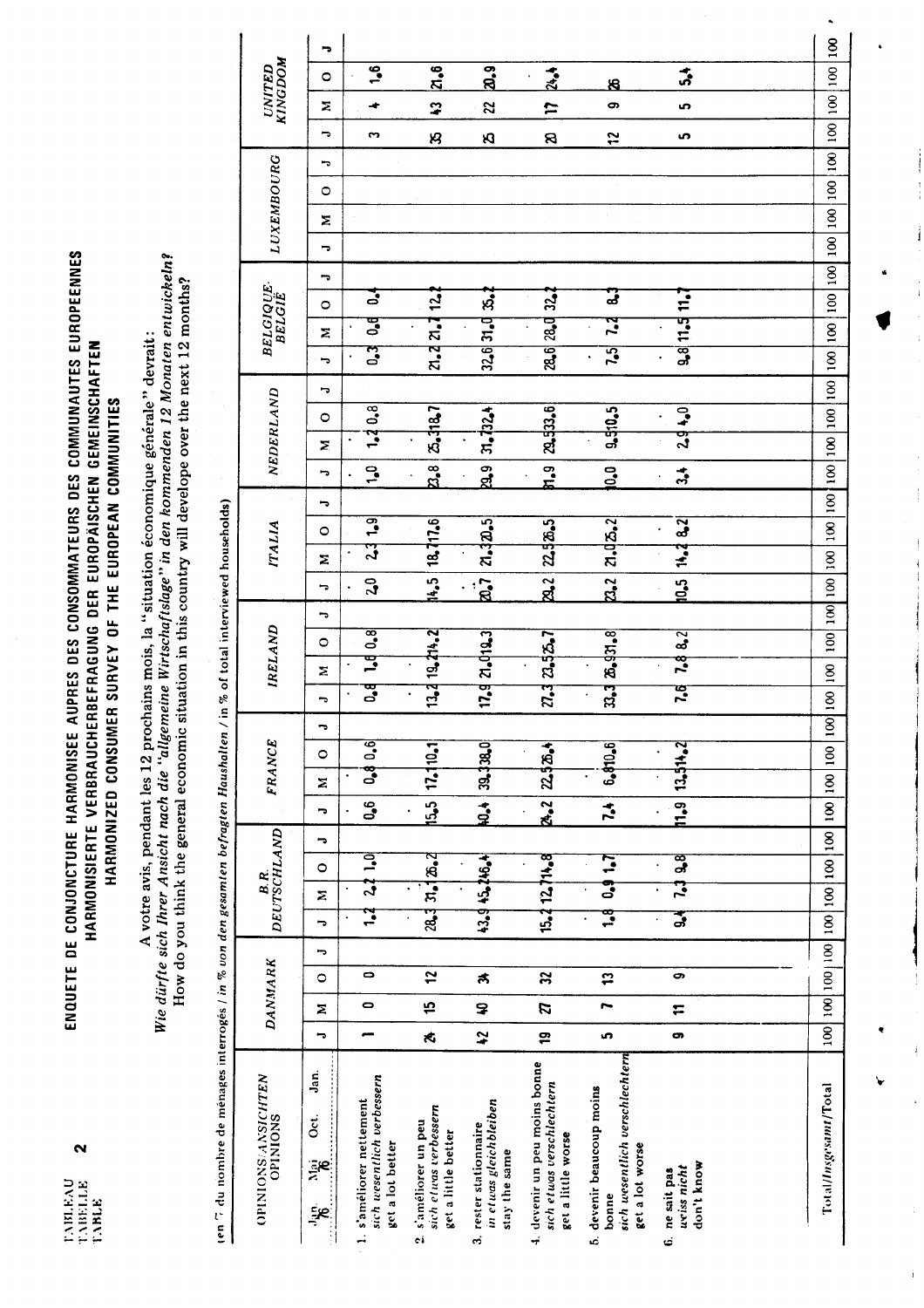TABLEAU
TABELLE **2**
TABLE

# ENQUETE DE CONJONCTURE HARMONISEE AUPRES DES CONSOMMATEURS DES COMMUNAUTES EUROPEENNES
## HARMONISIERTE VERBRAUCHERBEFRAGUNG DER EUROPÄISCHEN GEMEINSCHAFTEN
## HARMONIZED CONSUMER SURVEY OF THE EUROPEAN COMMUNITIES

A votre avis, pendant les 12 prochains mois, la "situation économique générale" devrait:
*Wie dürfte sich Ihrer Ansicht nach die "allgemeine Wirtschaftslage" in den kommenden 12 Monaten entwickeln?*
How do you think the general economic situation in this country will develope over the next 12 months?

en % du nombre de ménages interrogés / *in % von den gesamten befragten Haushalten* / in % of total interviewed households)

| OPINIONS/*ANSICHTEN* OPINIONS | DANMARK | | | | B.R. DEUTSCHLAND | | | | FRANCE | | | | IRELAND | | | | ITALIA | | | | NEDERLAND | | | | BELGIQUE-BELGIË | | | | LUXEMBOURG | | | | UNITED KINGDOM | | | |
|---|---|---|---|---|---|---|---|---|---|---|---|---|---|---|---|---|---|---|---|---|---|---|---|---|---|---|---|---|---|---|---|---|---|---|---|---|
| Jan. 76 / Mai 76 / Oct. / Jan. | J | M | O | J | J | M | O | J | J | M | O | J | J | M | O | J | J | M | O | J | J | M | O | J | J | M | O | J | J | M | O | J | J | M | O | J |
| 1. s'améliorer nettement / *sich wesentlich verbessern* / get a lot better | 1 | 0 | 0 | | 1,2 | 2,2 | 1,0 | | 0,6 | 0,8 | 0,6 | | 0,8 | 1,6 | 0,8 | | 2,0 | 2,3 | 1,9 | | 1,0 | 1,2 | 0,8 | | 0,3 | 0,6 | 0,4 | | | | | | 3 | 4 | 1,6 | |
| 2. s'améliorer un peu / *sich etwas verbessern* / get a little better | 24 | 15 | 12 | | 28,3 | 31,1 | 26,2 | | 15,5 | 17,1 | 10,1 | | 13,2 | 19,2 | 14,2 | | 14,5 | 18,7 | 17,6 | | 23,8 | 25,3 | 18,7 | | 21,2 | 21,7 | 12,2 | | | | | | 35 | 43 | 21,6 | |
| 3. rester stationnaire / *in etwa gleichbleiben* / stay the same | 42 | 40 | 34 | | 43,9 | 45,2 | 46,4 | | 40,4 | 39,3 | 38,0 | | 17,9 | 21,0 | 19,3 | | 20,7 | 21,3 | 20,5 | | 29,9 | 31,7 | 32,4 | | 32,6 | 31,0 | 35,2 | | | | | | 25 | 22 | 20,9 | |
| 4. devenir un peu moins bonne / *sich etwas verschlechtern* / get a little worse | 19 | 27 | 32 | | 15,2 | 12,7 | 14,8 | | 24,2 | 22,5 | 26,4 | | 27,3 | 23,5 | 25,7 | | 29,2 | 22,5 | 26,5 | | 31,9 | 29,5 | 33,6 | | 28,6 | 28,0 | 32,2 | | | | | | 20 | 17 | 24,4 | |
| 5. devenir beaucoup moins bonne / *sich wesentlich verschlechtern* / get a lot worse | 5 | 7 | 13 | | 1,8 | 0,9 | 1,7 | | 7,4 | 6,8 | 10,6 | | 33,3 | 26,9 | 31,8 | | 23,2 | 21,0 | 25,2 | | 10,0 | 9,5 | 10,5 | | 7,5 | 7,2 | 8,3 | | | | | | 12 | 9 | 26 | |
| 6. ne sait pas / *weiss nicht* / don't know | 9 | 11 | 9 | | 9,4 | 7,3 | 9,8 | | 11,9 | 13,5 | 14,2 | | 7,6 | 7,8 | 8,2 | | 10,5 | 14,2 | 8,2 | | 3,4 | 2,9 | 4,0 | | 9,8 | 11,5 | 11,7 | | | | | | 5 | 5 | 5,4 | |
| Total/*Insgesamt*/Total | 100 | 100 | 100 | 100 | 100 | 100 | 100 | 100 | 100 | 100 | 100 | 100 | 100 | 100 | 100 | 100 | 100 | 100 | 100 | 100 | 100 | 100 | 100 | 100 | 100 | 100 | 100 | 100 | 100 | 100 | 100 | 100 | 100 | 100 | 100 | 100 |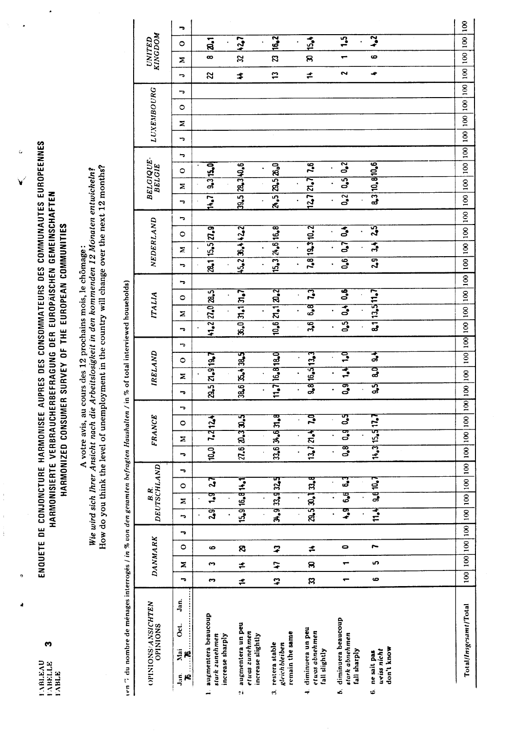TABLEAU 3
TABELLE
TABLE

# ENQUETE DE CONJONCTURE HARMONISEE AUPRES DES CONSOMMATEURS DES COMMUNAUTES EUROPEENNES
## HARMONISIERTE VERBRAUCHERBEFRAGUNG DER EUROPÄISCHEN GEMEINSCHAFTEN
## HARMONIZED CONSUMER SURVEY OF THE EUROPEAN COMMUNITIES

A votre avis, au cours des 12 prochains mois, le chômage:
*Wie wird sich Ihrer Ansicht nach die Arbeitslosigkeit in den kommenden 12 Monaten entwickeln?*
How do you think the level of unemployment in the country will change over the next 12 months?

(en % du nombre de ménages interrogés / *in % von den gesamten befragten Haushalten* / in % of total interviewed households)

| OPINIONS/*ANSICHTEN* OPINIONS | DANMARK | | | | B.R. DEUTSCHLAND | | | | FRANCE | | | | IRELAND | | | | ITALIA | | | | NEDERLAND | | | | BELGIQUE-BELGIE | | | | LUXEMBOURG | | | | UNITED KINGDOM | | | |
|---|---|---|---|---|---|---|---|---|---|---|---|---|---|---|---|---|---|---|---|---|---|---|---|---|---|---|---|---|---|---|---|---|---|---|---|---|
| Jan. Mai Oct. Jan. 76 | J | M | O | J | J | M | O | J | J | M | O | J | J | M | O | J | J | M | O | J | J | M | O | J | J | M | O | J | J | M | O | J | J | M | O | J |
| 1. augmentera beaucoup *stark zunehmen* increase sharply | 3 | 3 | 6 | | 2,9 | 1,9 | 2,7 | | 10,0 | 7,2 | 12,4 | | 29,5 | 21,9 | 19,7 | | 41,2 | 27,0 | 28,5 | | 28,1 | 15,5 | 27,9 | | 14,7 | 9,3 | 15,0 | | | | | | 22 | 8 | 20,1 | |
| 2. augmentera un peu *etwas zunehmen* increase slightly | 14 | 14 | 29 | | 15,9 | 16,8 | 14,1 | | 27,6 | 20,3 | 30,5 | | 38,6 | 35,4 | 38,5 | | 36,0 | 31,1 | 31,7 | | 45,2 | 36,4 | 42,2 | | 39,5 | 28,3 | 40,6 | | | | | | 44 | 32 | 42,7 | |
| 3. restera stable *gleichbleiben* remain the same | 43 | 47 | 43 | | 34,9 | 33,9 | 32,5 | | 33,6 | 34,6 | 31,8 | | 11,7 | 16,8 | 18,0 | | 10,6 | 21,1 | 20,2 | | 15,3 | 24,6 | 16,8 | | 24,5 | 29,5 | 26,0 | | | | | | 13 | 23 | 16,2 | |
| 4. diminuera un peu *etwas abnehmen* fall slightly | 33 | 30 | 14 | | 29,5 | 30,1 | 33,8 | | 13,7 | 21,4 | 7,0 | | 9,8 | 16,5 | 13,3 | | 3,6 | 6,8 | 7,3 | | 7,8 | 19,3 | 10,2 | | 12,7 | 21,7 | 7,6 | | | | | | 14 | 30 | 15,4 | |
| 5. diminuera beaucoup *stark abnehmen* fall sharply | 1 | 1 | 0 | | 4,9 | 6,6 | 6,3 | | 0,8 | 0,9 | 0,5 | | 0,9 | 1,4 | 1,0 | | 0,5 | 0,4 | 0,6 | | 0,6 | 0,7 | 0,4 | | 0,2 | 0,5 | 0,2 | | | | | | 2 | 1 | 1,5 | |
| 6. ne sait pas *weiss nicht* don't know | 6 | 5 | 7 | | 11,4 | 9,6 | 10,7 | | 14,3 | 15,5 | 17,7 | | 9,5 | 8,0 | 9,4 | | 8,1 | 13,5 | 11,7 | | 2,9 | 3,4 | 2,5 | | 8,3 | 10,8 | 10,6 | | | | | | 4 | 6 | 4,2 | |
| Total/*Insgesamt*/Total | 100 | 100 | 100 | 100 | 100 | 100 | 100 | 100 | 100 | 100 | 100 | 100 | 100 | 100 | 100 | 100 | 100 | 100 | 100 | 100 | 100 | 100 | 100 | 100 | 100 | 100 | 100 | 100 | 100 | 100 | 100 | 100 | 100 | 100 | 100 | 100 |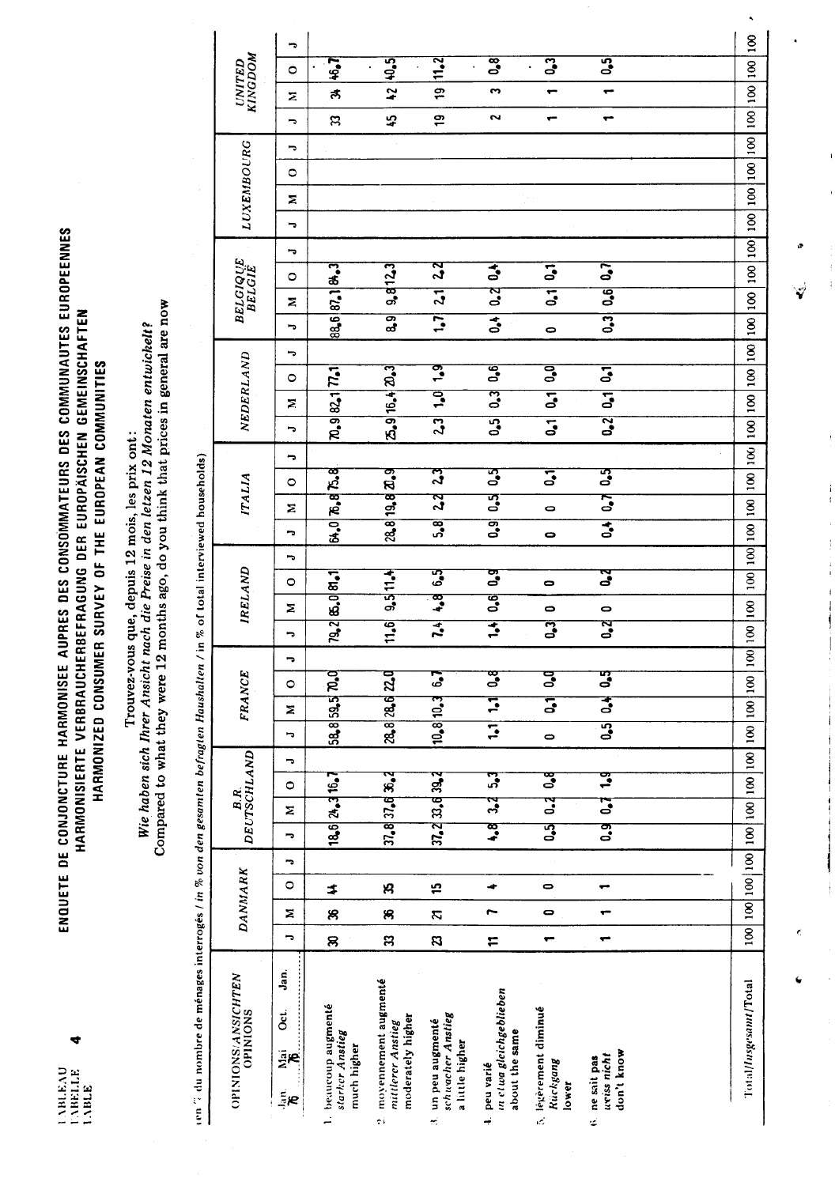TABLEAU 4
TABELLE
TABLE

# ENQUETE DE CONJONCTURE HARMONISEE AUPRES DES CONSOMMATEURS DES COMMUNAUTES EUROPEENNES
# HARMONISIERTE VERBRAUCHERBEFRAGUNG DER EUROPÄISCHEN GEMEINSCHAFTEN
# HARMONIZED CONSUMER SURVEY OF THE EUROPEAN COMMUNITIES

Trouvez-vous que, depuis 12 mois, les prix ont:
*Wie haben sich Ihrer Ansicht nach die Preise in den letzten 12 Monaten entwickelt?*
Compared to what they were 12 months ago, do you think that prices in general are now

(en % du nombre de ménages interrogés / *in % von den gesamten befragten Haushalten* / in % of total interviewed households)

| OPINIONS/*ANSICHTEN* OPINIONS | DANMARK | | | | B.R. DEUTSCHLAND | | | | FRANCE | | | | IRELAND | | | | ITALIA | | | | NEDERLAND | | | | BELGIQUE BELGIË | | | | LUXEMBOURG | | | | UNITED KINGDOM | | | |
|---|---|---|---|---|---|---|---|---|---|---|---|---|---|---|---|---|---|---|---|---|---|---|---|---|---|---|---|---|---|---|---|---|---|---|---|---|
| Jan. 76 / Mai 76 / Oct. / Jan. | J | M | O | J | J | M | O | J | J | M | O | J | J | M | O | J | J | M | O | J | J | M | O | J | J | M | O | J | J | M | O | J | J | M | O | J |
| 1. beaucoup augmenté / *starker Anstieg* / much higher | 30 | 36 | 14 | | 18,6 | 24,3 | 16,7 | | 58,8 | 59,5 | 70,0 | | 79,2 | 85,0 | 81,1 | | 64,0 | 76,8 | 75,8 | | 70,9 | 82,1 | 77,1 | | 88,6 | 87,1 | 84,3 | | | | | | 33 | 34 | 46,7 | |
| 2. moyennement augmenté / *mittlerer Anstieg* / moderately higher | 33 | 36 | 35 | | 37,8 | 37,6 | 36,2 | | 28,8 | 28,6 | 22,0 | | 11,6 | 9,5 | 11,4 | | 28,8 | 19,8 | 20,9 | | 25,9 | 16,4 | 20,3 | | 8,9 | 9,8 | 12,3 | | | | | | 45 | 42 | 40,5 | |
| 3. un peu augmenté / *schwacher Anstieg* / a little higher | 23 | 21 | 15 | | 37,2 | 33,6 | 39,2 | | 10,8 | 10,3 | 6,7 | | 7,4 | 4,8 | 6,5 | | 5,8 | 2,2 | 2,3 | | 2,3 | 1,0 | 1,9 | | 1,7 | 2,1 | 2,2 | | | | | | 19 | 19 | 11,2 | |
| 4. peu varié / *in etwa gleichgeblieben* / about the same | 11 | 7 | 4 | | 4,8 | 3,2 | 5,3 | | 1,1 | 1,1 | 0,8 | | 1,4 | 0,6 | 0,9 | | 0,9 | 0,5 | 0,5 | | 0,5 | 0,3 | 0,6 | | 0,4 | 0,2 | 0,4 | | | | | | 2 | 3 | 0,8 | |
| 5. légèrement diminué / *Rückgang* / lower | 1 | 0 | 0 | | 0,5 | 0,2 | 0,8 | | 0 | 0,1 | 0,0 | | 0,3 | 0 | 0 | | 0 | 0 | 0,1 | | 0,1 | 0,1 | 0,0 | | 0 | 0,1 | 0,1 | | | | | | 1 | 1 | 0,3 | |
| 6. ne sait pas / *weiss nicht* / don't know | 1 | 1 | 1 | | 0,9 | 0,7 | 1,9 | | 0,5 | 0,4 | 0,5 | | 0,2 | 0 | 0,2 | | 0,4 | 0,7 | 0,5 | | 0,2 | 0,1 | 0,1 | | 0,3 | 0,6 | 0,7 | | | | | | 1 | 1 | 0,5 | |
| Total/*Insgesamt*/Total | 100 | 100 | 100 | 100 | 100 | 100 | 100 | 100 | 100 | 100 | 100 | 100 | 100 | 100 | 100 | 100 | 100 | 100 | 100 | 100 | 100 | 100 | 100 | 100 | 100 | 100 | 100 | 100 | 100 | 100 | 100 | 100 | 100 | 100 | 100 | 100 |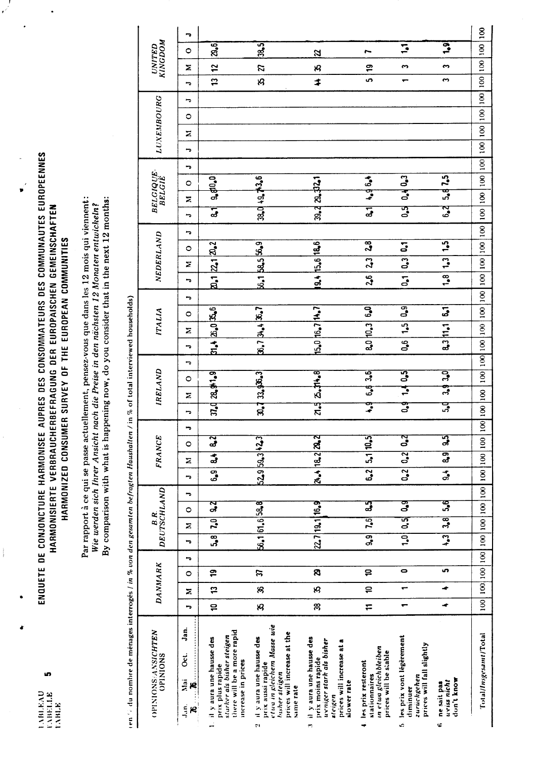TABLEAU 5
TABELLE
TABLE

# ENQUETE DE CONJONCTURE HARMONISEE AUPRES DES CONSOMMATEURS DES COMMUNAUTES EUROPEENNES
## HARMONISIERTE VERBRAUCHERBEFRAGUNG DER EUROPAISCHEN GEMEINSCHAFTEN
## HARMONIZED CONSUMER SURVEY OF THE EUROPEAN COMMUNITIES

Par rapport à ce qui se passe actuellement, pensez-vous que dans les 12 mois qui viennent:
*Wie werden sich Ihrer Ansicht nach die Preise in den nächsten 12 Monaten entwickeln?*
By comparison with what is happening now, do you consider that in the next 12 months:

en % du nombre de ménages interrogés / *in % von den gesamten befragten Haushalten* / in % of total interviewed households)

| OPINIONS/*ANSICHTEN* OPINIONS | DANMARK | | | | B.R. DEUTSCHLAND | | | | FRANCE | | | | IRELAND | | | | ITALIA | | | | NEDERLAND | | | | BELGIQUE-BELGIË | | | | LUXEMBOURG | | | | UNITED KINGDOM | | | |
|---|---|---|---|---|---|---|---|---|---|---|---|---|---|---|---|---|---|---|---|---|---|---|---|---|---|---|---|---|---|---|---|---|---|---|---|---|
| Jan. Mai Oct. Jan. 76 | J | M | O | J | J | M | O | J | J | M | O | J | J | M | O | J | J | M | O | J | J | M | O | J | J | M | O | J | J | M | O | J | J | M | O | J |
| 1 il y aura une hausse des prix plus rapide / *stärker als bisher steigen* / there will be a more rapid increase in prices | 10 | 13 | 19 | | 5,8 | 7,0 | 9,2 | | 6,9 | 8,4 | 8,2 | | 37,0 | 28,9 | 41,9 | | 31,4 | 26,0 | 35,6 | | 20,1 | 22,1 | 20,2 | | 8,1 | 9,8 | 10,0 | | | | | | 13 | 12 | 29,6 | |
| 2 il y aura une hausse des prix aussi rapide / *etwa in gleichem Masse wie bisher steigen* / prices will increase at the same rate | 35 | 36 | 37 | | 56,1 | 61,6 | 58,8 | | 52,9 | 59,3 | 42,3 | | 30,7 | 33,9 | 36,3 | | 36,7 | 34,4 | 36,7 | | 56,1 | 58,5 | 56,9 | | 38,0 | 49,7 | 43,6 | | | | | | 35 | 27 | 38,5 | |
| 3 il y aura une hausse des prix moins rapide / *weniger stark als bisher steigen* / prices will increase at a slower rate | 38 | 35 | 29 | | 22,7 | 19,1 | 16,9 | | 24,4 | 18,2 | 29,2 | | 21,5 | 25,3 | 14,8 | | 15,0 | 16,7 | 14,7 | | 19,4 | 15,6 | 18,6 | | 39,2 | 29,3 | 32,1 | | | | | | 44 | 35 | 22 | |
| 4 les prix resteront stationnaires / *in etwa gleichbleiben* / prices will be stable | 11 | 10 | 10 | | 9,9 | 7,6 | 8,5 | | 6,2 | 5,1 | 10,5 | | 4,9 | 6,8 | 3,6 | | 8,0 | 10,3 | 6,0 | | 2,6 | 2,3 | 2,8 | | 8,1 | 4,9 | 6,4 | | | | | | 5 | 19 | 7 | |
| 5 les prix vont légèrement diminuer / *zurückgehen* / prices will fall slightly | 1 | 1 | 0 | | 1,0 | 0,5 | 0,9 | | 0,2 | 0,2 | 0,2 | | 0,9 | 1,4 | 0,5 | | 0,6 | 1,5 | 0,9 | | 0,1 | 0,3 | 0,1 | | 0,5 | 0,4 | 0,3 | | | | | | 1 | 3 | 1,1 | |
| 6 ne sait pas / *weiss nicht* / don't know | 4 | 4 | 5 | | 4,3 | 3,8 | 5,6 | | 9,4 | 8,9 | 9,5 | | 5,0 | 3,9 | 3,0 | | 8,3 | 11,1 | 6,1 | | 1,8 | 1,3 | 1,5 | | 6,2 | 5,8 | 7,5 | | | | | | 3 | 3 | 1,9 | |
| Total/*Insgesamt*/Total | 100 | 100 | 100 | 100 | 100 | 100 | 100 | 100 | 100 | 100 | 100 | 100 | 100 | 100 | 100 | 100 | 100 | 100 | 100 | 100 | 100 | 100 | 100 | 100 | 100 | 100 | 100 | 100 | 100 | 100 | 100 | 100 | 100 | 100 | 100 | 100 |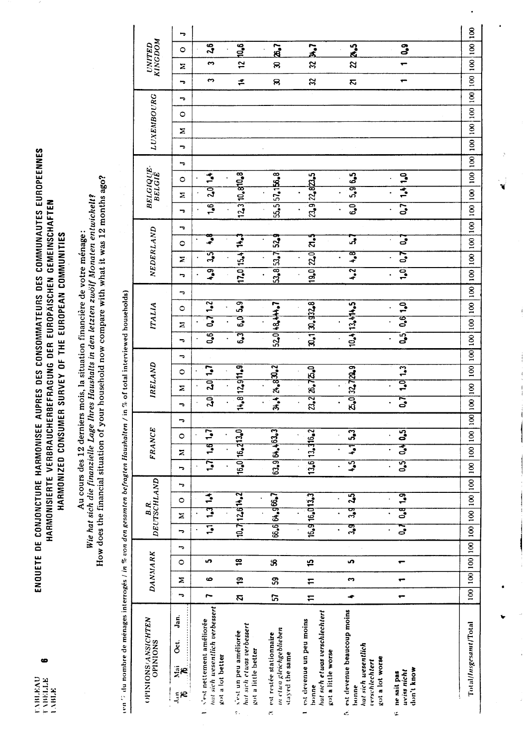TABLEAU 6
TABELLE
TABLE

# ENQUETE DE CONJONCTURE HARMONISEE AUPRES DES CONSOMMATEURS DES COMMUNAUTES EUROPEENNES
# HARMONISIERTE VERBRAUCHERBEFRAGUNG DER EUROPÄISCHEN GEMEINSCHAFTEN
# HARMONIZED CONSUMER SURVEY OF THE EUROPEAN COMMUNITIES

Au cours des 12 derniers mois, la situation financière de votre ménage:
*Wie hat sich die finanzielle Lage Ihres Haushalts in den letzten zwölf Monaten entwickelt?*
How does the financial situation of your household now compare with what it was 12 months ago?

en % du nombre de ménages interrogés / *in % von den gesamten befragten Haushalten* / in % of total interviewed households)

| OPINIONS/*ANSICHTEN* OPINIONS | DANMARK | | | | B.R. DEUTSCHLAND | | | | FRANCE | | | | IRELAND | | | | ITALIA | | | | NEDERLAND | | | | BELGIQUE-BELGIË | | | | LUXEMBOURG | | | | UNITED KINGDOM | | | |
|---|---|---|---|---|---|---|---|---|---|---|---|---|---|---|---|---|---|---|---|---|---|---|---|---|---|---|---|---|---|---|---|---|---|---|---|---|
| Jan. 76 / Mai 76 / Oct. / Jan. | J | M | O | J | J | M | O | J | J | M | O | J | J | M | O | J | J | M | O | J | J | M | O | J | J | M | O | J | J | M | O | J | J | M | O | J |
| 1 s'est nettement améliorée / *hat sich wesentlich verbessert* / got a lot better | 7 | 6 | 5 | | 1,1 | 1,3 | 1,4 | | 1,7 | 1,6 | 1,7 | | 2,0 | 2,0 | 1,7 | | 0,6 | 0,7 | 1,2 | | 4,9 | 3,5 | 4,8 | | 1,6 | 2,0 | 1,4 | | | | | | 3 | 3 | 2,6 | |
| 2 s'est un peu améliorée / *hat sich etwas verbessert* / got a little better | 21 | 19 | 18 | | 10,7 | 12,6 | 14,2 | | 16,0 | 16,2 | 13,0 | | 14,8 | 12,9 | 11,9 | | 6,3 | 6,0 | 5,9 | | 17,0 | 15,4 | 14,3 | | 12,3 | 10,8 | 10,8 | | | | | | 14 | 12 | 10,6 | |
| 3 est restée stationnaire / *ist etwa gleichgeblieben* / stayed the same | 57 | 59 | 56 | | 66,6 | 64,9 | 66,7 | | 63,9 | 64,4 | 63,3 | | 34,4 | 24,8 | 30,2 | | 52,0 | 48,4 | 44,7 | | 53,8 | 53,7 | 52,9 | | 55,5 | 57,1 | 56,8 | | | | | | 30 | 30 | 26,7 | |
| 4 est devenue un peu moins bonne / *hat sich etwas verschlechtert* / got a little worse | 11 | 11 | 15 | | 16,9 | 16,0 | 13,3 | | 13,6 | 13,3 | 16,2 | | 23,2 | 26,7 | 25,0 | | 30,1 | 30,9 | 32,8 | | 19,0 | 22,0 | 21,5 | | 23,9 | 22,8 | 23,5 | | | | | | 32 | 32 | 34,7 | |
| 5 est devenue beaucoup moins bonne / *hat sich wesentlich verschlechtert* / got a lot worse | 4 | 3 | 5 | | 3,9 | 3,9 | 2,5 | | 4,5 | 4,1 | 5,3 | | 25,0 | 32,7 | 29,9 | | 10,4 | 13,4 | 14,5 | | 4,2 | 4,8 | 5,7 | | 6,0 | 5,9 | 6,5 | | | | | | 21 | 22 | 24,5 | |
| 6 ne sait pas / *weiss nicht* / don't know | 1 | 1 | 1 | | 0,7 | 0,8 | 1,9 | | 0,5 | 0,4 | 0,5 | | 0,7 | 1,0 | 1,3 | | 0,5 | 0,6 | 1,0 | | 1,0 | 0,7 | 0,7 | | 0,7 | 1,4 | 1,0 | | | | | | 1 | 1 | 0,9 | |
| Total/*Insgesamt*/Total | 100 | 100 | 100 | 100 | 100 | 100 | 100 | 100 | 100 | 100 | 100 | 100 | 100 | 100 | 100 | 100 | 100 | 100 | 100 | 100 | 100 | 100 | 100 | 100 | 100 | 100 | 100 | 100 | 100 | 100 | 100 | 100 | 100 | 100 | 100 | 100 |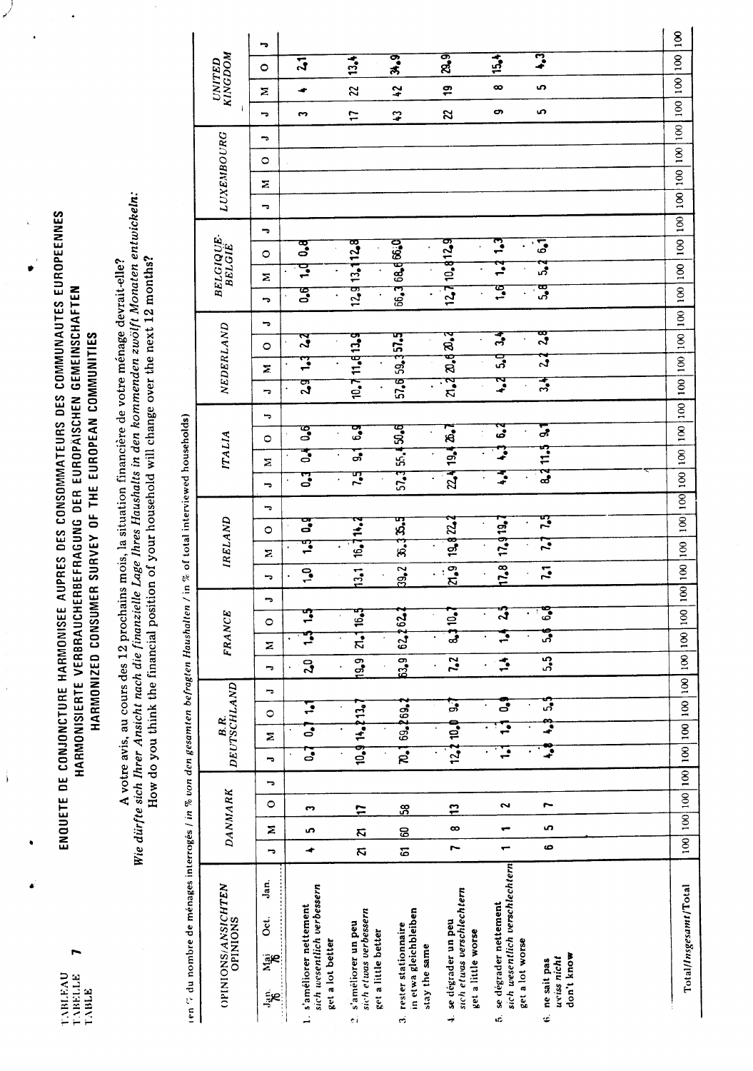TABLEAU
TABELLE **7**
TABLE

# ENQUETE DE CONJONCTURE HARMONISEE AUPRES DES CONSOMMATEURS DES COMMUNAUTES EUROPEENNES
## HARMONISIERTE VERBRAUCHERBEFRAGUNG DER EUROPAISCHEN GEMEINSCHAFTEN
## HARMONIZED CONSUMER SURVEY OF THE EUROPEAN COMMUNITIES

A votre avis, au cours des 12 prochains mois, la situation financière de votre ménage devrait-elle?
*Wie dürfte sich Ihrer Ansicht nach die finanzielle Lage Ihres Haushalts in den kommenden zwölf Monaten entwickeln:*
How do you think the financial position of your household will change over the next 12 months?

(en % du nombre de ménages interrogés / *in % von den gesamten befragten Haushalten* / in % of total interviewed households)

| OPINIONS/*ANSICHTEN* OPINIONS | DANMARK | | | | B.R. DEUTSCHLAND | | | | FRANCE | | | | IRELAND | | | | ITALIA | | | | NEDERLAND | | | | BELGIQUE-BELGIË | | | | LUXEMBOURG | | | | UNITED KINGDOM | | | |
|---|---|---|---|---|---|---|---|---|---|---|---|---|---|---|---|---|---|---|---|---|---|---|---|---|---|---|---|---|---|---|---|---|---|---|---|---|
| Jan. 76 / Mai 76 / Oct. / Jan. | J | M | O | J | J | M | O | J | J | M | O | J | J | M | O | J | J | M | O | J | J | M | O | J | J | M | O | J | J | M | O | J | J | M | O | J |
| 1. s'améliorer nettement / *sich wesentlich verbessern* / get a lot better | 4 | 5 | 3 | | 0,7 | 0,7 | 1,1 | | 2,0 | 1,5 | 1,5 | | 1,0 | 1,5 | 0,9 | | 0,3 | 0,4 | 0,6 | | 2,9 | 1,3 | 2,2 | | 0,6 | 1,0 | 0,8 | | | | | | 3 | 4 | 2,1 | |
| 2. s'améliorer un peu / *sich etwas verbessern* / get a little better | 21 | 21 | 17 | | 10,9 | 14,2 | 13,7 | | 19,9 | 21,1 | 16,5 | | 13,1 | 16,7 | 14,2 | | 7,5 | 9,1 | 6,9 | | 10,7 | 11,6 | 13,9 | | 12,9 | 13,1 | 12,8 | | | | | | 17 | 22 | 13,4 | |
| 3. rester stationnaire / *in etwa gleichbleiben* / stay the same | 61 | 60 | 58 | | 70,1 | 69,2 | 69,2 | | 63,9 | 62,2 | 62,2 | | 39,2 | 36,3 | 35,5 | | 57,3 | 55,4 | 50,6 | | 57,6 | 59,3 | 57,5 | | 66,3 | 68,6 | 66,0 | | | | | | 43 | 42 | 34,9 | |
| 4. se dégrader un peu / *sich etwas verschlechtern* / get a little worse | 7 | 8 | 13 | | 12,2 | 10,0 | 9,7 | | 7,2 | 8,3 | 10,7 | | 21,9 | 19,8 | 22,2 | | 22,4 | 19,4 | 26,7 | | 21,2 | 20,6 | 20,2 | | 12,7 | 10,8 | 12,9 | | | | | | 22 | 19 | 29,9 | |
| 5. se dégrader nettement / *sich wesentlich verschlechtern* / get a lot worse | 1 | 1 | 2 | | 1,1 | 1,1 | 0,9 | | 1,4 | 1,4 | 2,5 | | 17,8 | 17,9 | 19,7 | | 4,4 | 4,3 | 6,2 | | 4,2 | 5,0 | 3,4 | | 1,6 | 1,2 | 1,3 | | | | | | 9 | 8 | 15,4 | |
| 6. ne sait pas / *weiss nicht* / don't know | 6 | 5 | 7 | | 4,8 | 4,3 | 5,5 | | 5,5 | 5,6 | 6,6 | | 7,1 | 7,7 | 7,5 | | 8,2 | 11,5 | 9,1 | | 3,4 | 2,2 | 2,8 | | 5,8 | 5,2 | 6,1 | | | | | | 5 | 5 | 4,3 | |
| Total/*Insgesamt*/Total | 100 | 100 | 100 | 100 | 100 | 100 | 100 | 100 | 100 | 100 | 100 | 100 | 100 | 100 | 100 | 100 | 100 | 100 | 100 | 100 | 100 | 100 | 100 | 100 | 100 | 100 | 100 | 100 | 100 | 100 | 100 | 100 | 100 | 100 | 100 | 100 |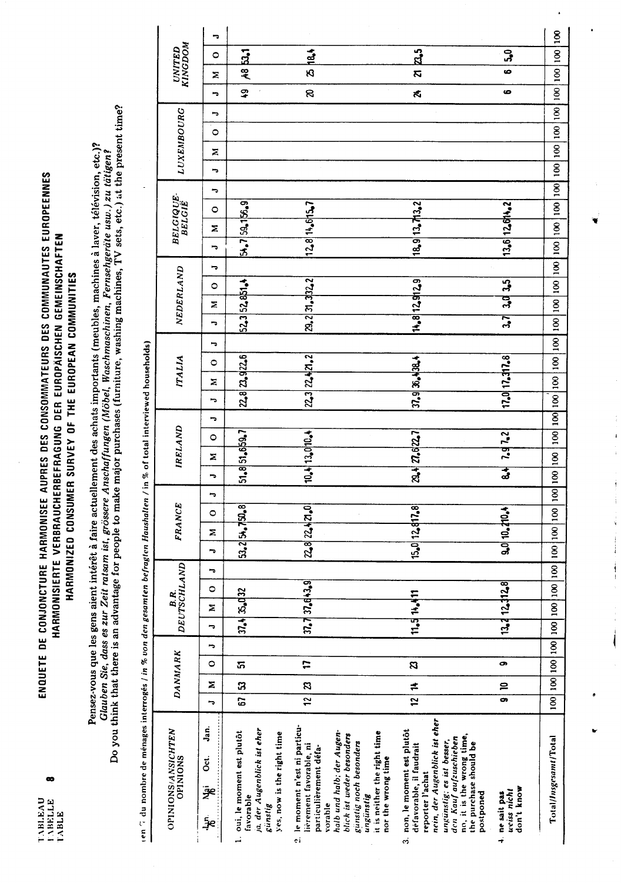TABLEAU 8
TABELLE
TABLE

# ENQUETE DE CONJONCTURE HARMONISEE AUPRES DES CONSOMMATEURS DES COMMUNAUTES EUROPEENNES
## HARMONISIERTE VERBRAUCHERBEFRAGUNG DER EUROPÄISCHEN GEMEINSCHAFTEN
## HARMONIZED CONSUMER SURVEY OF THE EUROPEAN COMMUNITIES

Pensez-vous que les gens aient intérêt à faire actuellement des achats importants (meubles, machines à laver, télévision, etc.)?
*Glauben Sie, dass es zur Zeit ratsam ist, grössere Anschaffungen (Möbel, Waschmaschinen, Fernsehgeräte usw.) zu tätigen?*
Do you think that there is an advantage for people to make major purchases (furniture, washing machines, TV sets, etc.) at the present time?

(en % du nombre de ménages interrogés / *in % von den gesamten befragten Haushalten* / in % of total interviewed households)

| OPINIONS/*ANSICHTEN* OPINIONS | DANMARK J | DANMARK M | DANMARK O | DANMARK J | B.R. DEUTSCHLAND J | B.R. DEUTSCHLAND M | B.R. DEUTSCHLAND O | B.R. DEUTSCHLAND J | FRANCE J | FRANCE M | FRANCE O | FRANCE J | IRELAND J | IRELAND M | IRELAND O | IRELAND J | ITALIA J | ITALIA M | ITALIA O | ITALIA J | NEDERLAND J | NEDERLAND M | NEDERLAND O | NEDERLAND J | BELGIQUE-BELGIË J | BELGIQUE-BELGIË M | BELGIQUE-BELGIË O | BELGIQUE-BELGIË J | LUXEMBOURG J | LUXEMBOURG M | LUXEMBOURG O | LUXEMBOURG J | UNITED KINGDOM J | UNITED KINGDOM M | UNITED KINGDOM O | UNITED KINGDOM J |
|---|---|---|---|---|---|---|---|---|---|---|---|---|---|---|---|---|---|---|---|---|---|---|---|---|---|---|---|---|---|---|---|---|---|---|---|---|
| 1. oui, le moment est plutôt favorable / *ja, der Augenblick ist eher günstig* / yes, now is the right time | 67 | 53 | 51 | | 37,4 | 35,0 | 32 | | 53,2 | 54,7 | 50,8 | | 51,8 | 51,6 | 59,7 | | 22,8 | 23,9 | 22,6 | | 52,3 | 52,8 | 51,4 | | 54,7 | 59,1 | 56,9 | | | | | | 49 | 48 | 53,1 | |
| 2. le moment n'est ni particulièrement favorable, ni particulièrement défavorable / *halb und halb; der Augenblick ist weder besonders günstig noch besonders ungünstig* / it is neither the right time nor the wrong time | 12 | 23 | 17 | | 37,7 | 37,6 | 43,9 | | 22,8 | 22,4 | 21,0 | | 10,4 | 13,0 | 10,4 | | 22,3 | 22,4 | 21,2 | | 29,2 | 31,3 | 32,2 | | 12,8 | 14,6 | 15,7 | | | | | | 20 | 25 | 18,4 | |
| 3. non, le moment est plutôt défavorable, il faudrait reporter l'achat / *nein, der Augenblick ist eher ungünstig; es ist besser, den Kauf aufzuschieben* / no, it is the wrong time, the purchase should be postponed | 12 | 14 | 23 | | 11,5 | 14,4 | 11 | | 15,0 | 12,8 | 17,8 | | 29,4 | 27,6 | 22,7 | | 37,9 | 36,4 | 38,4 | | 14,8 | 12,9 | 12,9 | | 18,9 | 13,7 | 13,2 | | | | | | 24 | 21 | 23,5 | |
| 4. ne sait pas / *weiss nicht* / don't know | 9 | 10 | 9 | | 13,4 | 12,3 | 12,8 | | 9,0 | 10,2 | 10,4 | | 8,4 | 7,9 | 7,2 | | 17,0 | 17,3 | 17,8 | | 3,7 | 3,0 | 3,5 | | 13,6 | 12,6 | 14,2 | | | | | | 6 | 6 | 5,0 | |
| Total/*Insgesamt*/Total | 100 | 100 | 100 | 100 | 100 | 100 | 100 | 100 | 100 | 100 | 100 | 100 | 100 | 100 | 100 | 100 | 100 | 100 | 100 | 100 | 100 | 100 | 100 | 100 | 100 | 100 | 100 | 100 | 100 | 100 | 100 | 100 | 100 | 100 | 100 | 100 |

Jan. / Mai / Oct. / Jan.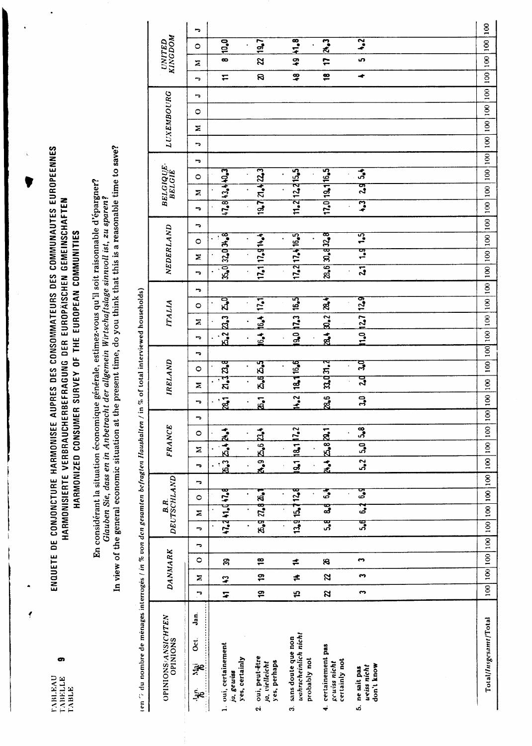TABLEAU 9
TABELLE
TABLE

# ENQUETE DE CONJONCTURE HARMONISEE AUPRES DES CONSOMMATEURS DES COMMUNAUTES EUROPEENNES
# HARMONISIERTE VERBRAUCHERBEFRAGUNG DER EUROPÄISCHEN GEMEINSCHAFTEN
# HARMONIZED CONSUMER SURVEY OF THE EUROPEAN COMMUNITIES

En considérant la situation économique générale, estimez-vous qu'il soit raisonnable d'épargner?
*Glauben Sie, dass en in Anbetracht der allgemein Wirtschaftslage sinnvoll ist, zu sparen?*
In view of the general economic situation at the present time, do you think that this is a reasonable time to save?

(en % du nombre de ménages interrogés / *in % von den gesamten befragten Haushalten* / in % of total interviewed households)

| OPINIONS/*ANSICHTEN* OPINIONS | DANMARK | | | | B.R. DEUTSCHLAND | | | | FRANCE | | | | IRELAND | | | | ITALIA | | | | NEDERLAND | | | | BELGIQUE-BELGIE | | | | LUXEMBOURG | | | | UNITED KINGDOM | | | |
|---|---|---|---|---|---|---|---|---|---|---|---|---|---|---|---|---|---|---|---|---|---|---|---|---|---|---|---|---|---|---|---|---|---|---|---|---|
| Jan. 76 / Mai / Oct. / Jan. | J | M | O | J | J | M | O | J | J | M | O | J | J | M | O | J | J | M | O | J | J | M | O | J | J | M | O | J | J | M | O | J | J | M | O | J |
| 1. oui, certainement / *ja, gewiss* / yes, certainly | 41 | 43 | 39 | | 47,2 | 41,0 | 47,8 | | 26,3 | 25,4 | 24,4 | | 28,1 | 21,3 | 23,8 | | 25,2 | 23,3 | 25,0 | | 35,0 | 32,0 | 34,8 | | 47,8 | 43,4 | 40,3 | | | | | | 11 | 8 | 10,0 | |
| 2. oui, peut-être / *ja, vielleicht* / yes, perhaps | 19 | 19 | 18 | | 26,9 | 27,8 | 26,1 | | 24,9 | 25,6 | 23,4 | | 26,1 | 25,6 | 25,5 | | 16,4 | 16,4 | 17,1 | | 17,1 | 17,9 | 14,4 | | 19,7 | 21,4 | 22,3 | | | | | | 20 | 22 | 19,7 | |
| 3. sans doute que non / *wahrscheinlich nicht* / probably not | 15 | 14 | 14 | | 13,9 | 15,7 | 12,8 | | 19,1 | 18,1 | 17,2 | | 14,2 | 18,1 | 16,6 | | 19,0 | 17,3 | 16,5 | | 17,2 | 17,4 | 16,5 | | 11,2 | 12,2 | 15,5 | | | | | | 48 | 49 | 41,8 | |
| 4. certainement pas / *gewiss nicht* / certainly not | 22 | 22 | 26 | | 5,8 | 8,6 | 6,4 | | 24,4 | 25,8 | 29,1 | | 28,6 | 33,0 | 31,2 | | 28,4 | 30,2 | 28,4 | | 28,6 | 30,9 | 32,8 | | 17,0 | 19,1 | 16,5 | | | | | | 18 | 17 | 24,3 | |
| 5. ne sait pas / *weiss nicht* / don't know | 3 | 3 | 3 | | 5,6 | 6,2 | 6,9 | | 5,2 | 5,0 | 5,8 | | 3,0 | 2,0 | 3,0 | | 11,0 | 12,7 | 12,9 | | 2,1 | 1,9 | 1,5 | | 4,3 | 2,9 | 5,4 | | | | | | 4 | 5 | 4,2 | |
| Total/*Insgesamt*/Total | 100 | 100 | 100 | 100 | 100 | 100 | 100 | 100 | 100 | 100 | 100 | 100 | 100 | 100 | 100 | 100 | 100 | 100 | 100 | 100 | 100 | 100 | 100 | 100 | 100 | 100 | 100 | 100 | 100 | 100 | 100 | 100 | 100 | 100 | 100 | 100 |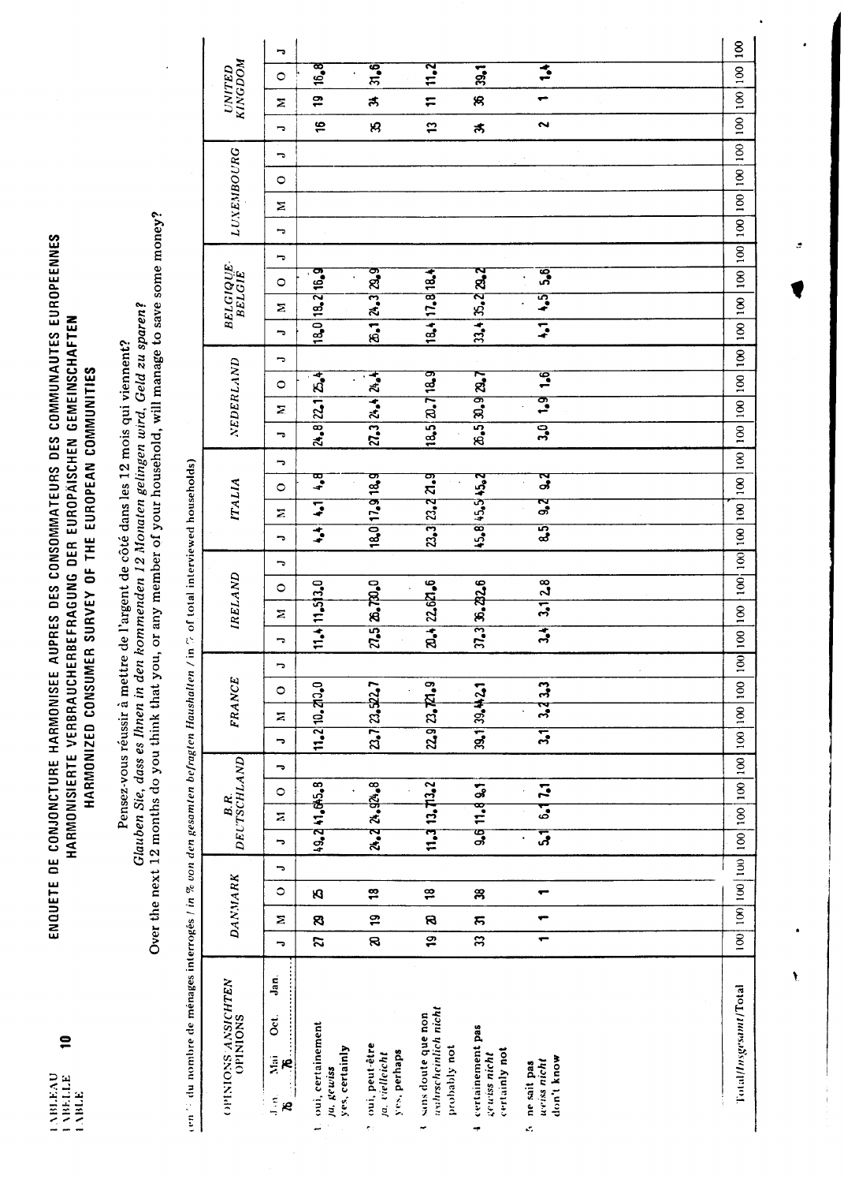TABLEAU 10
TABELLE
TABLE

# ENQUETE DE CONJONCTURE HARMONISEE AUPRES DES CONSOMMATEURS DES COMMUNAUTES EUROPEENNES
## HARMONISIERTE VERBRAUCHERBEFRAGUNG DER EUROPÄISCHEN GEMEINSCHAFTEN
## HARMONIZED CONSUMER SURVEY OF THE EUROPEAN COMMUNITIES

Pensez-vous réussir à mettre de l'argent de côté dans les 12 mois qui viennent?
*Glauben Sie, dass es Ihnen in den kommenden 12 Monaten gelingen wird, Geld zu sparen?*
Over the next 12 months do you think that you, or any member of your household, will manage to save some money?

en % du nombre de ménages interrogés / *in % von den gesamten befragten Haushalten* / in % of total interviewed households)

| OPINIONS ANSICHTEN OPINIONS (Jan. Mai Oct. Jan. 76) | DANMARK | | | | B.R. DEUTSCHLAND | | | | FRANCE | | | | IRELAND | | | | ITALIA | | | | NEDERLAND | | | | BELGIQUE-BELGIË | | | | LUXEMBOURG | | | | UNITED KINGDOM | | | |
|---|---|---|---|---|---|---|---|---|---|---|---|---|---|---|---|---|---|---|---|---|---|---|---|---|---|---|---|---|---|---|---|---|---|---|---|---|
| | J | M | O | J | J | M | O | J | J | M | O | J | J | M | O | J | J | M | O | J | J | M | O | J | J | M | O | J | J | M | O | J | J | M | O | J |
| 1 oui, certainement / *ja, gewiss* / yes, certainly | 27 | 29 | 25 | | 49,2 | 41,6 | 45,8 | | 11,2 | 10,2 | 10,0 | | 11,4 | 11,5 | 13,0 | | 4,4 | 4,1 | 4,8 | | 24,8 | 22,1 | 25,4 | | 18,0 | 18,2 | 16,9 | | | | | | 16 | 19 | 16,8 | |
| 2 oui, peut-être / *ja, vielleicht* / yes, perhaps | 20 | 19 | 18 | | 24,2 | 26,9 | 24,8 | | 23,7 | 23,5 | 22,7 | | 27,5 | 26,7 | 30,0 | | 18,0 | 17,9 | 18,9 | | 27,3 | 24,4 | 24,4 | | 26,1 | 24,3 | 29,9 | | | | | | 35 | 34 | 31,6 | |
| 3 sans doute que non / *wahrscheinlich nicht* / probably not | 19 | 20 | 18 | | 11,3 | 13,7 | 13,2 | | 22,9 | 23,7 | 21,9 | | 20,4 | 22,6 | 21,6 | | 23,3 | 23,2 | 21,9 | | 18,5 | 20,7 | 18,9 | | 18,4 | 17,8 | 18,4 | | | | | | 13 | 11 | 11,2 | |
| 4 certainement pas / *gewiss nicht* / certainly not | 33 | 31 | 38 | | 9,6 | 11,8 | 9,1 | | 39,1 | 39,4 | 42,1 | | 37,3 | 36,2 | 32,6 | | 45,8 | 45,5 | 45,2 | | 26,5 | 30,9 | 29,7 | | 33,4 | 35,2 | 29,2 | | | | | | 34 | 36 | 39,1 | |
| 5 ne sait pas / *weiss nicht* / don't know | 1 | 1 | 1 | | 5,1 | 6,1 | 7,1 | | 3,1 | 3,2 | 3,3 | | 3,4 | 3,1 | 2,8 | | 8,5 | 9,2 | 9,2 | | 3,0 | 1,9 | 1,6 | | 4,1 | 4,5 | 5,6 | | | | | | 2 | 1 | 1,4 | |
| Total/*Insgesamt*/Total | 100 | 100 | 100 | 100 | 100 | 100 | 100 | 100 | 100 | 100 | 100 | 100 | 100 | 100 | 100 | 100 | 100 | 100 | 100 | 100 | 100 | 100 | 100 | 100 | 100 | 100 | 100 | 100 | 100 | 100 | 100 | 100 | 100 | 100 | 100 | 100 |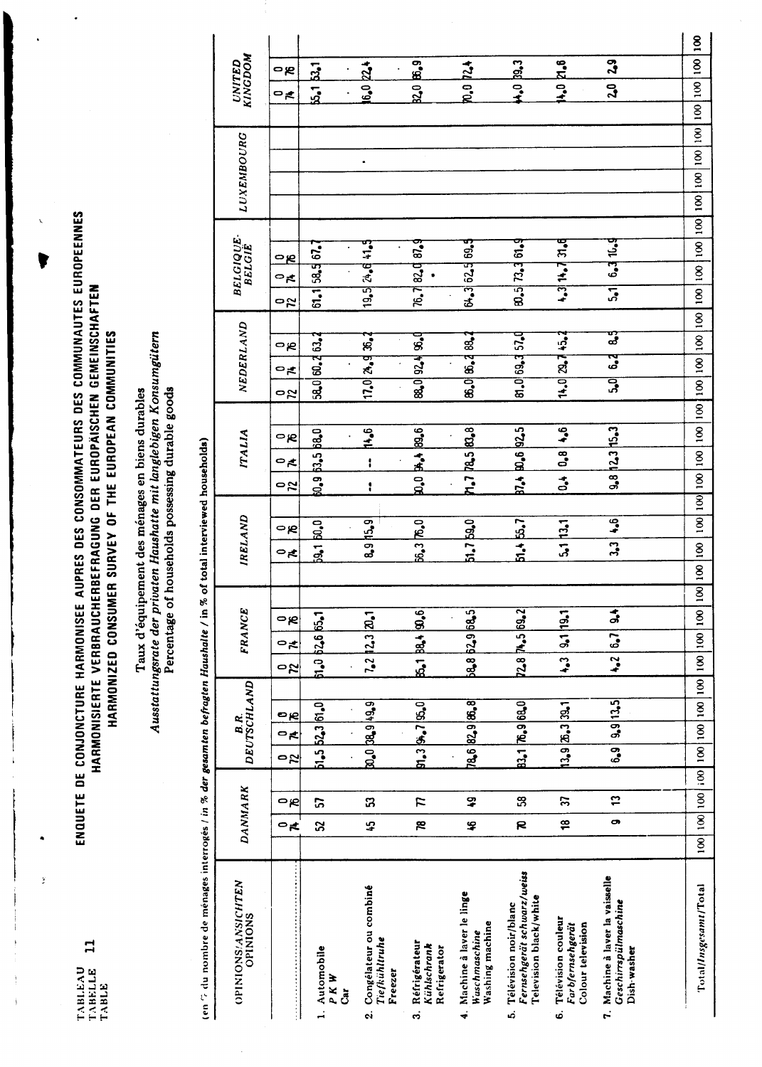TABLEAU / TABELLE / TABLE **11**

# ENQUETE DE CONJONCTURE HARMONISEE AUPRES DES CONSOMMATEURS DES COMMUNAUTES EUROPEENNES
# HARMONISIERTE VERBRAUCHERBEFRAGUNG DER EUROPÄISCHEN GEMEINSCHAFTEN
# HARMONIZED CONSUMER SURVEY OF THE EUROPEAN COMMUNITIES

## Taux d'équipement des ménages en biens durables
## *Ausstattungsrate der privaten Haushalte mit langlebigen Konsumgütern*
## Percentage of households possessing durable goods

(en % du nombre de ménages interrogés / in % *der gesamten befragten Haushalte* / in % of total interviewed households)

| OPINIONS/*ANSICHTEN* OPINIONS | DANMARK | | | B.R. DEUTSCHLAND | | | FRANCE | | | IRELAND | | | ITALIA | | | NEDERLAND | | | BELGIQUE-BELGIË | | | LUXEMBOURG | | | UNITED KINGDOM | | |
|---|---|---|---|---|---|---|---|---|---|---|---|---|---|---|---|---|---|---|---|---|---|---|---|---|---|---|---|
| | | O 74 | O 76 | O 72 | O 74 | O 76 | O 72 | O 74 | O 76 | | O 74 | O 76 | O 72 | O 74 | O 76 | O 72 | O 74 | O 76 | O 72 | O 74 | O 76 | | | | | O 74 | O 76 |
| 1. Automobile *PKW* Car | | 52 | 57 | 51,5 | 52,3 | 61,0 | 61,0 | 62,6 | 65,1 | | 59,1 | 60,0 | 60,9 | 63,5 | 68,0 | 58,0 | 60,2 | 63,2 | 61,1 | 58,5 | 67,7 | | | | | 55,1 | 53,1 |
| 2. Congélateur ou combiné *Tiefkühltruhe* Freezer | | 45 | 53 | 30,0 | 38,9 | 49,9 | 7,2 | 12,3 | 20,1 | | 8,9 | 15,9 | – | – | 14,6 | 17,0 | 24,9 | 36,2 | 19,5 | 24,6 | 41,5 | | | | | 16,0 | 22,4 |
| 3. Réfrigérateur *Kühlschrank* Refrigerator | | 78 | 77 | 91,3 | 94,7 | 95,0 | 85,1 | 88,4 | 90,6 | | 66,3 | 76,0 | 90,0 | 94,4 | 89,6 | 88,0 | 92,4 | 96,0 | 76,7 | 82,0 | 87,9 | | | | | 82,0 | 86,9 |
| 4. Machine à laver le linge *Waschmaschine* Washing machine | | 46 | 49 | 78,6 | 82,9 | 86,8 | 58,8 | 62,9 | 68,5 | | 51,7 | 59,0 | 71,7 | 78,5 | 83,8 | 86,0 | 86,2 | 88,2 | 64,3 | 62,5 | 69,5 | | | | | 70,0 | 72,4 |
| 5. Télévision noir/blanc *Fernsehgerät schwarz/weiss* Television black/white | | 70 | 58 | 83,1 | 76,9 | 68,0 | 72,8 | 74,5 | 69,2 | | 51,4 | 55,7 | 87,4 | 90,6 | 92,5 | 81,0 | 69,3 | 57,0 | 80,5 | 73,3 | 61,9 | | | | | 44,0 | 39,3 |
| 6. Télévision couleur *Farbfernsehgerät* Colour television | | 18 | 37 | 13,9 | 26,3 | 39,1 | 4,3 | 9,1 | 19,1 | | 5,1 | 13,1 | 0,4 | 0,8 | 4,6 | 14,0 | 29,7 | 45,2 | 4,3 | 14,7 | 31,6 | | | | | 14,0 | 21,8 |
| 7. Machine à laver la vaisselle *Geschirrspülmaschine* Dish-washer | | 9 | 13 | 6,9 | 9,9 | 13,5 | 4,2 | 6,7 | 9,4 | | 3,3 | 4,6 | 9,8 | 12,3 | 15,3 | 5,0 | 6,2 | 8,5 | 5,1 | 6,3 | 16,9 | | | | | 2,0 | 2,9 |
| Total/*Insgesamt*/Total | 100 | 100 | 100 | 100 | 100 | 100 | 100 | 100 | 100 | 100 | 100 | 100 | 100 | 100 | 100 | 100 | 100 | 100 | 100 | 100 | 100 | 100 | 100 | 100 | 100 | 100 | 100 |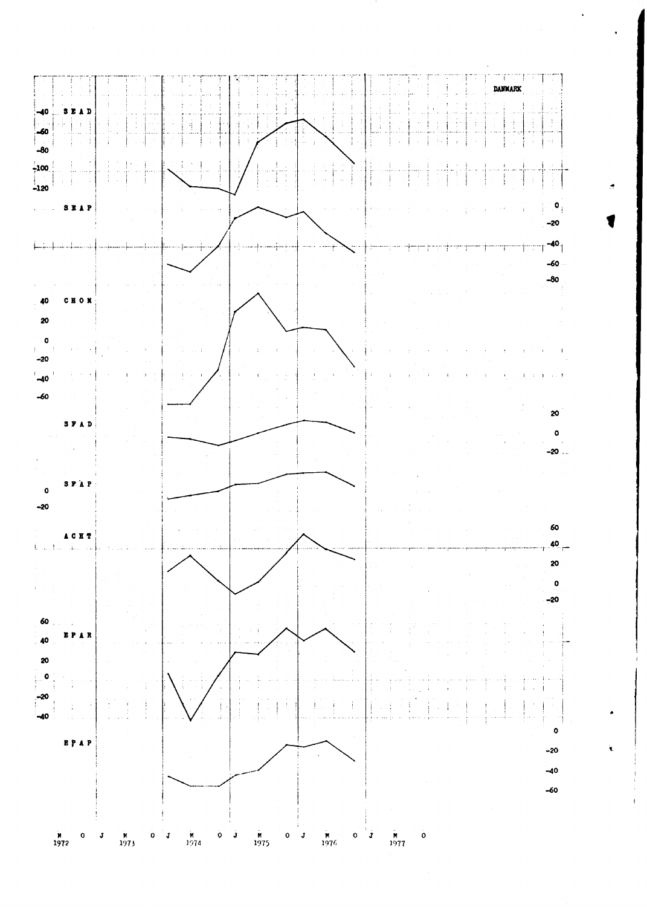DANMARK

SEAD

SEAP

CHOM

SFAD

SFAP

ACHT

EPAR

EPAP

M O J M O J M O J M O J M O J M O
1972 1973 1974 1975 1976 1977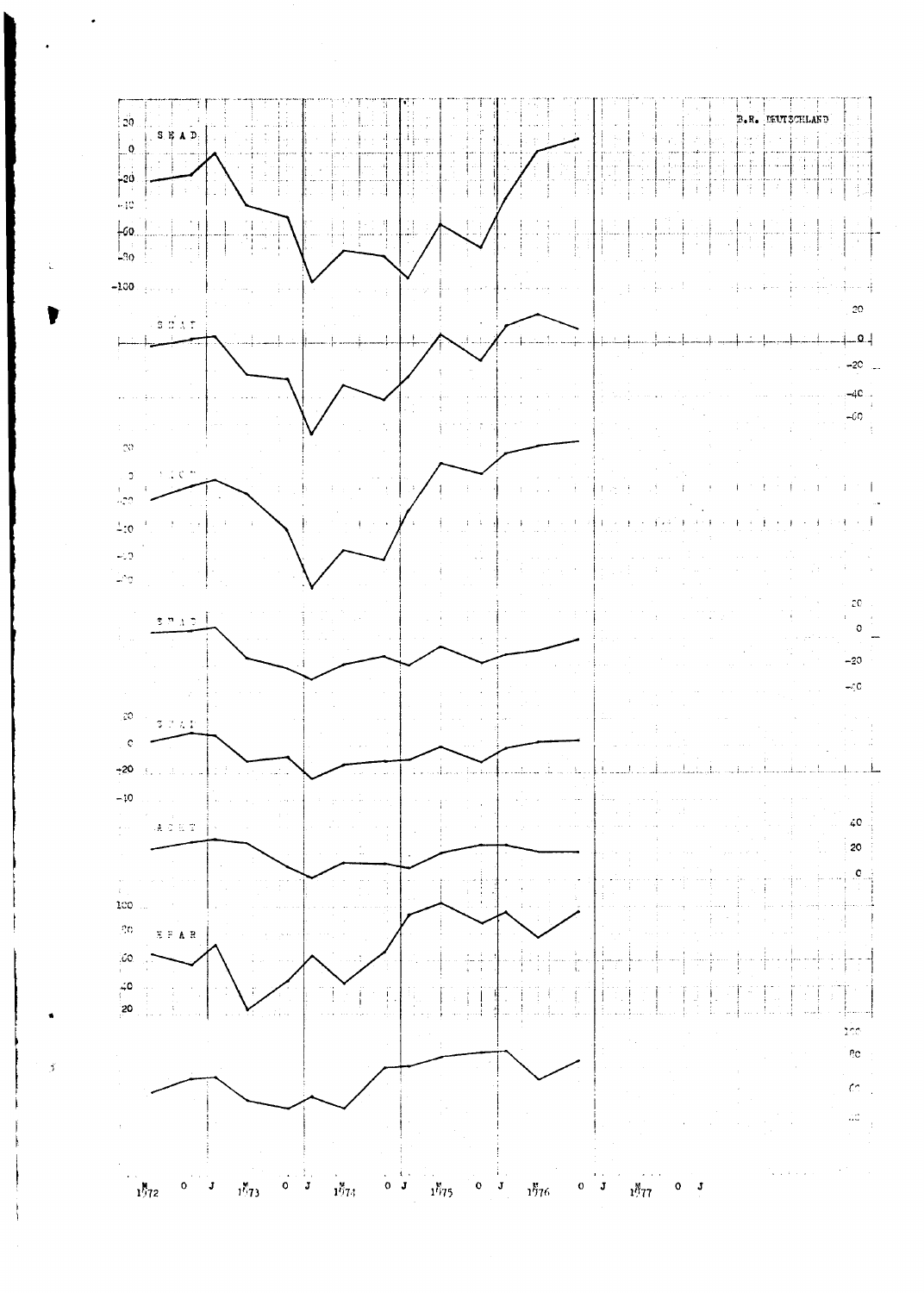B.R. DEUTSCHLAND

S E A D

20
0
-20
-40
-60
-80
-100

S E A T

20
0
-20
-40
-60

20
0
-20
-40
-60
-80

20
0
-20
-40

20
0
-20
-40

A E E T

40
20
0

100
80
60
40
20

S F A R

100
80
60
40

M 1972 O J M 1973 O J M 1974 O J M 1975 O J M 1976 O J M 1977 O J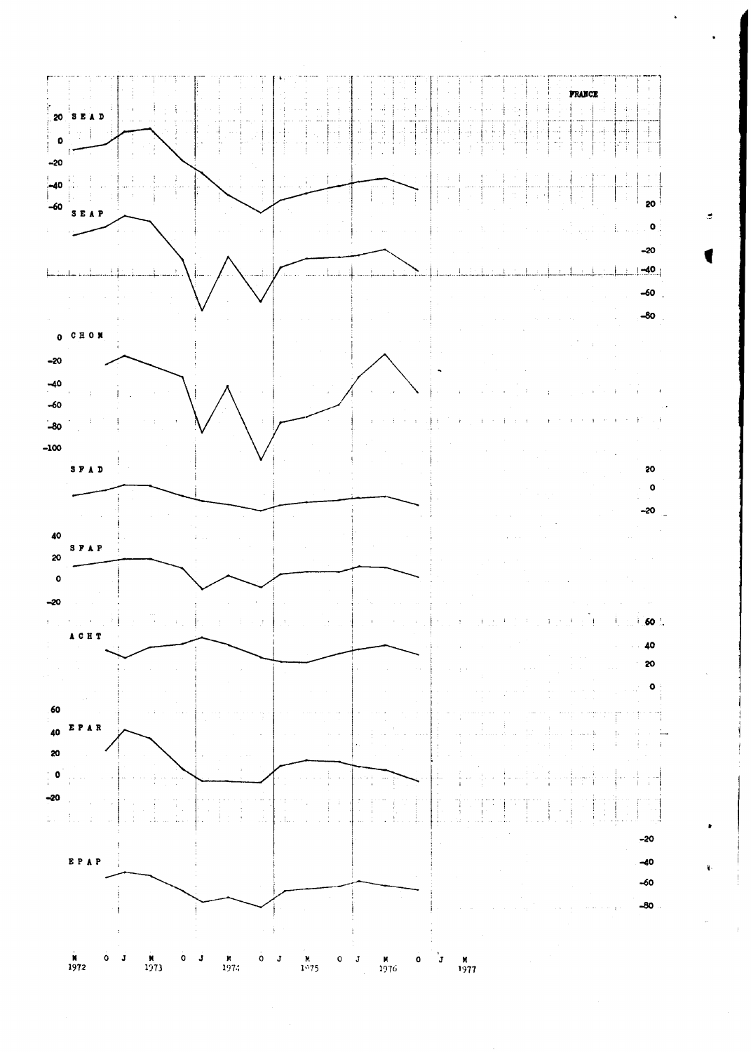FRANCE

SEAD

SEAP

CHOM

SFAD

SFAP

ACHT

EPAR

EPAP

M 1972 O J M 1973 O J M 1974 O J M 1975 O J M 1976 O J M 1977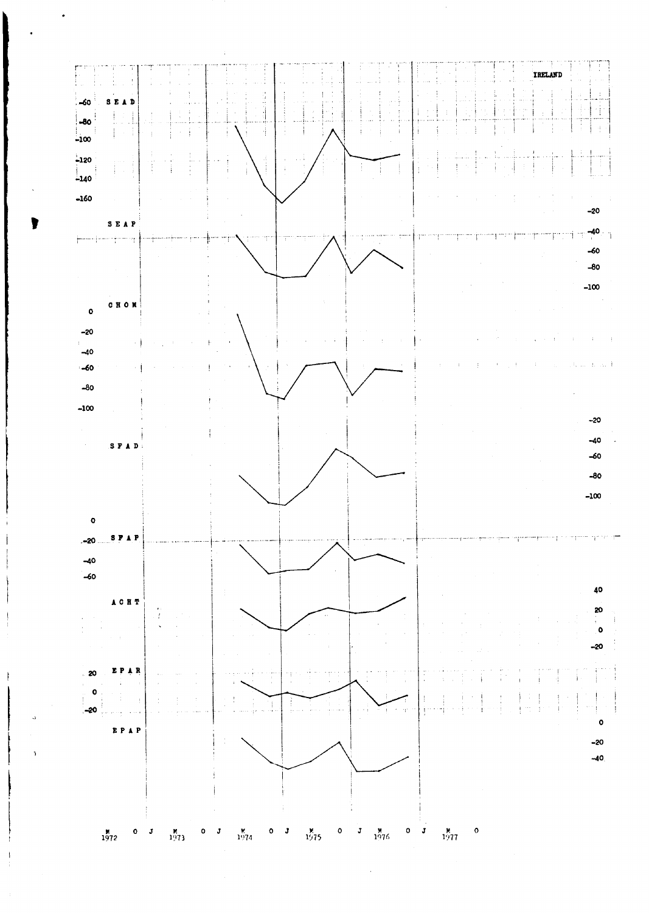IRELAND

SEAD

-60
-80
-100
-120
-140
-160

SEAP

-20
-40
-60
-80
-100

CHOM

0
-20
-40
-60
-80
-100

SFAD

-20
-40
-60
-80
-100

SFAP

0
-20
-40
-60

ACHT

40
20
0
-20

EPAR

20
0
-20

EPAP

0
-20
-40

M 1972 O J M 1973 O J M 1974 O J M 1975 O J M 1976 O J M 1977 O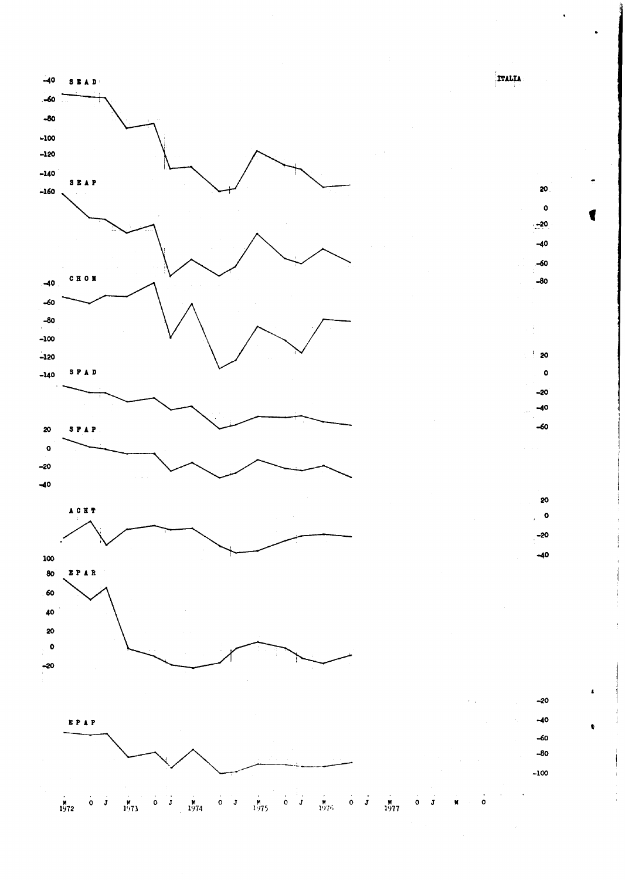ITALIA

SEAD

SEAP

CHOM

SFAD

SFAP

ACHT

EPAR

EPAP

M 1972 O J M 1973 O J M 1974 O J M 1975 O J M 1976 O J M 1977 O J M O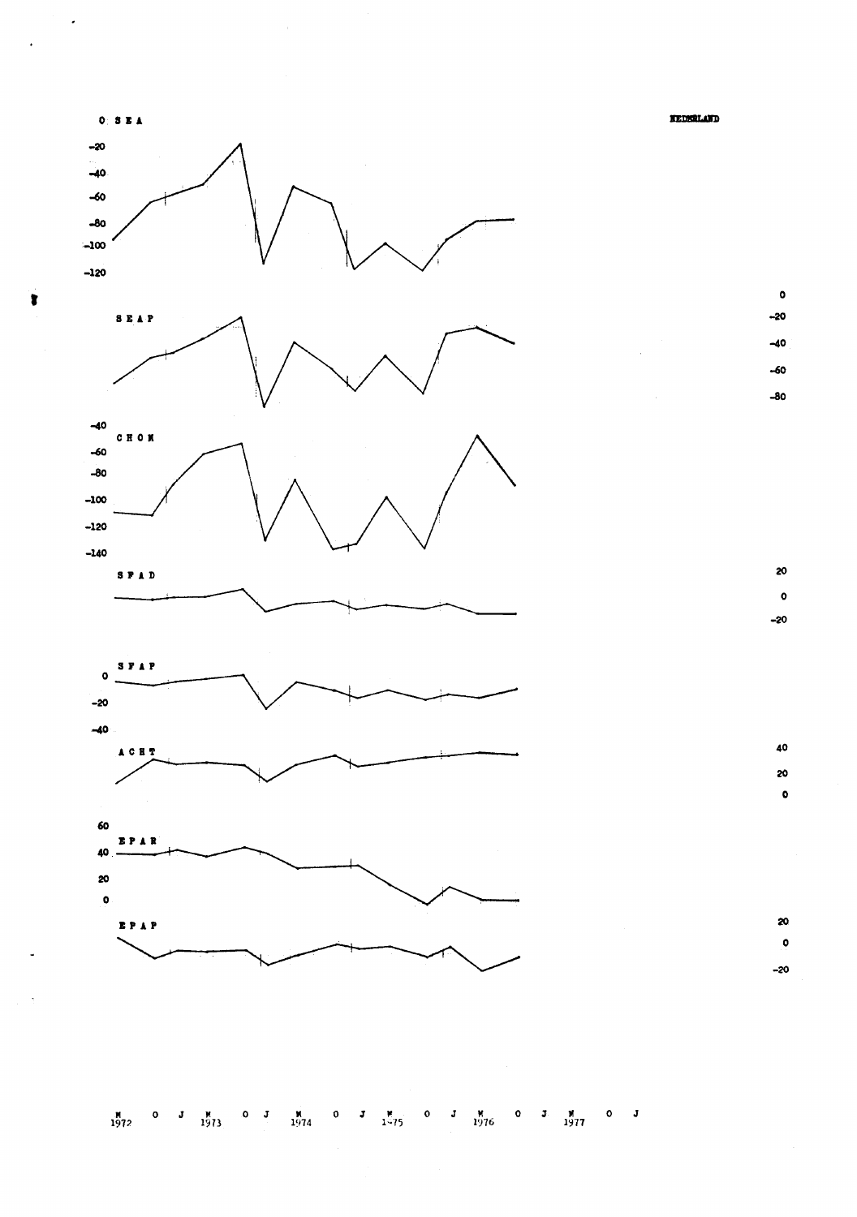NEDERLAND

SEA

0
-20
-40
-60
-80
-100
-120

SEAP

0
-20
-40
-60
-80

CHOM

-40
-60
-80
-100
-120
-140

SFAD

20
0
-20

SFAP

0
-20
-40

ACHT

40
20
0

EPAR

60
40
20
0

EPAP

20
0
-20

M 1972 O J M 1973 O J M 1974 O J M 1975 O J M 1976 O J M 1977 O J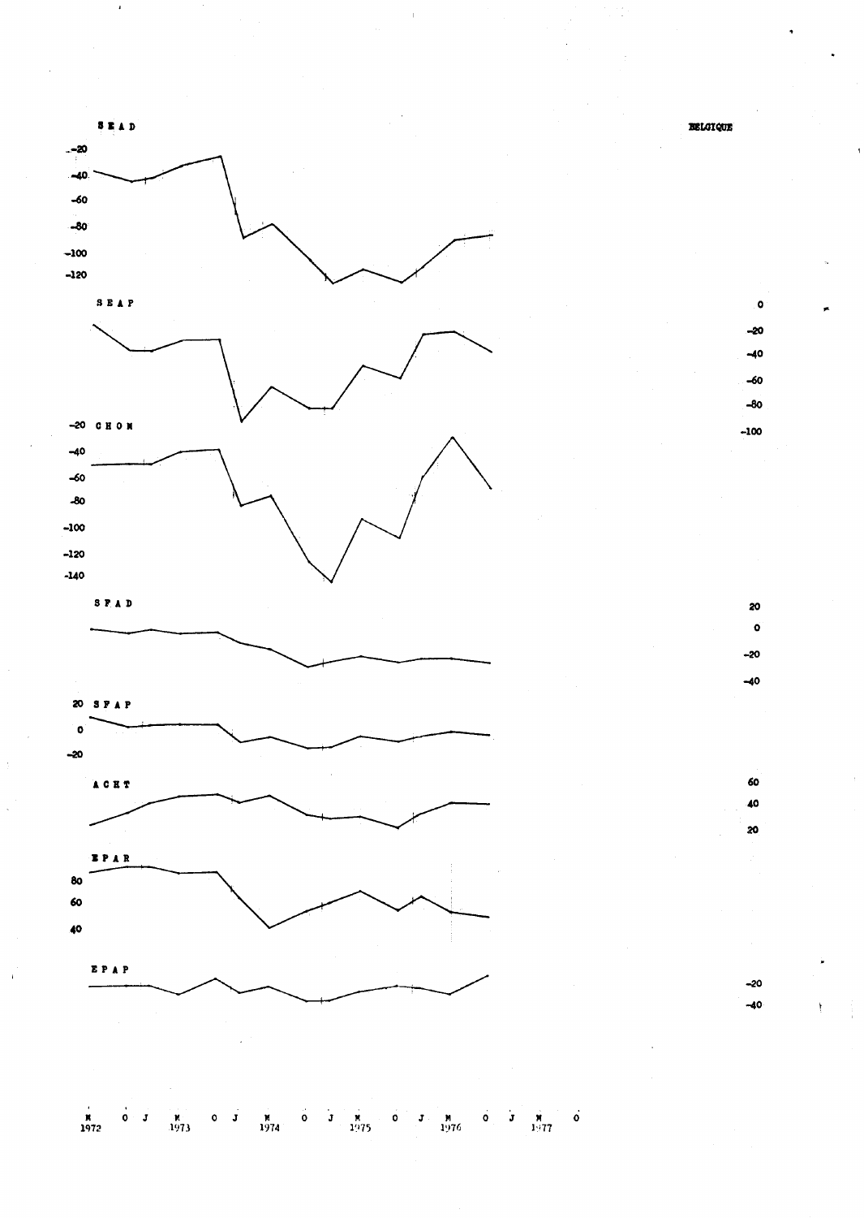BELGIQUE

SEAD

-20
-40
-60
-80
-100
-120

SEAP

0
-20
-40
-60
-80
-100

CHOM

-20
-40
-60
-80
-100
-120
-140

SFAD

20
0
-20
-40

SFAP

20
0
-20

ACHT

60
40
20

EPAR

80
60
40

EPAP

-20
-40

M 1972 O J M 1973 O J M 1974 O J M 1975 O J M 1976 O J M 1977 O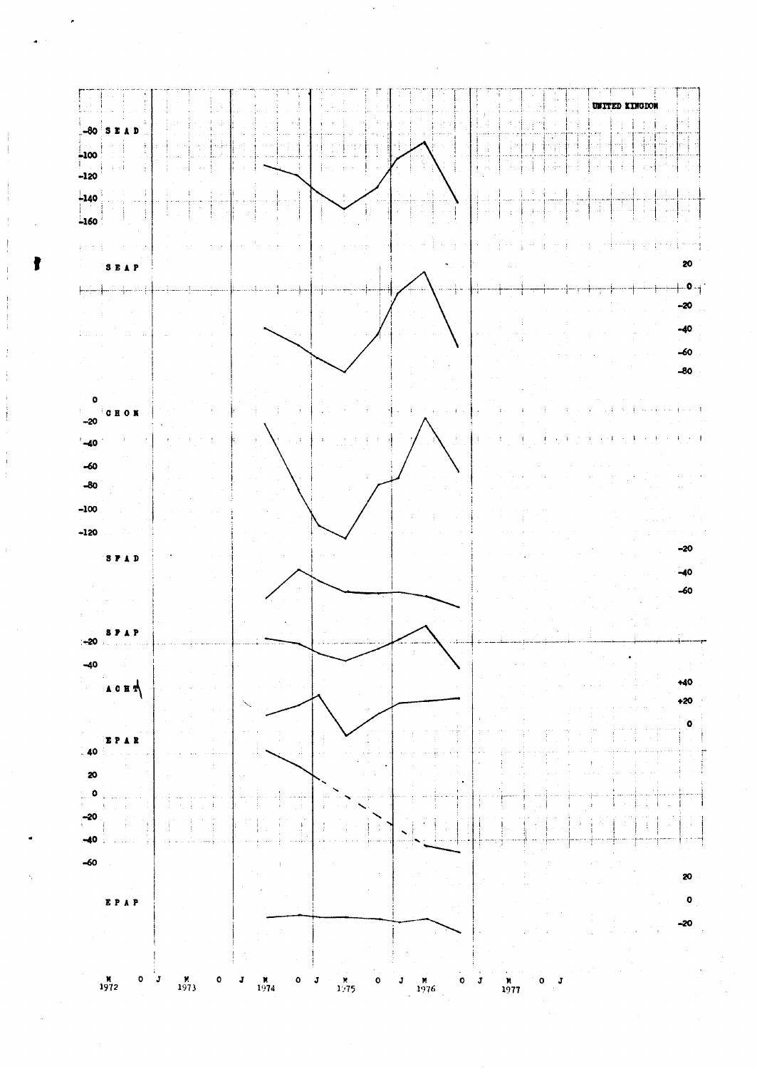UNITED KINGDOM

SEAD

-80
-100
-120
-140
-160

SEAP

20
0
-20
-40
-60
-80

CHOM

0
-20
-40
-60
-80
-100
-120

SFAD

-20
-40
-60

SFAP

-20
-40

ACHT

+40
+20
0

EPAR

40
20
0
-20
-40
-60

EPAP

20
0
-20

M 1972 O J M 1973 O J M 1974 O J M 1975 O J M 1976 O J M 1977 O J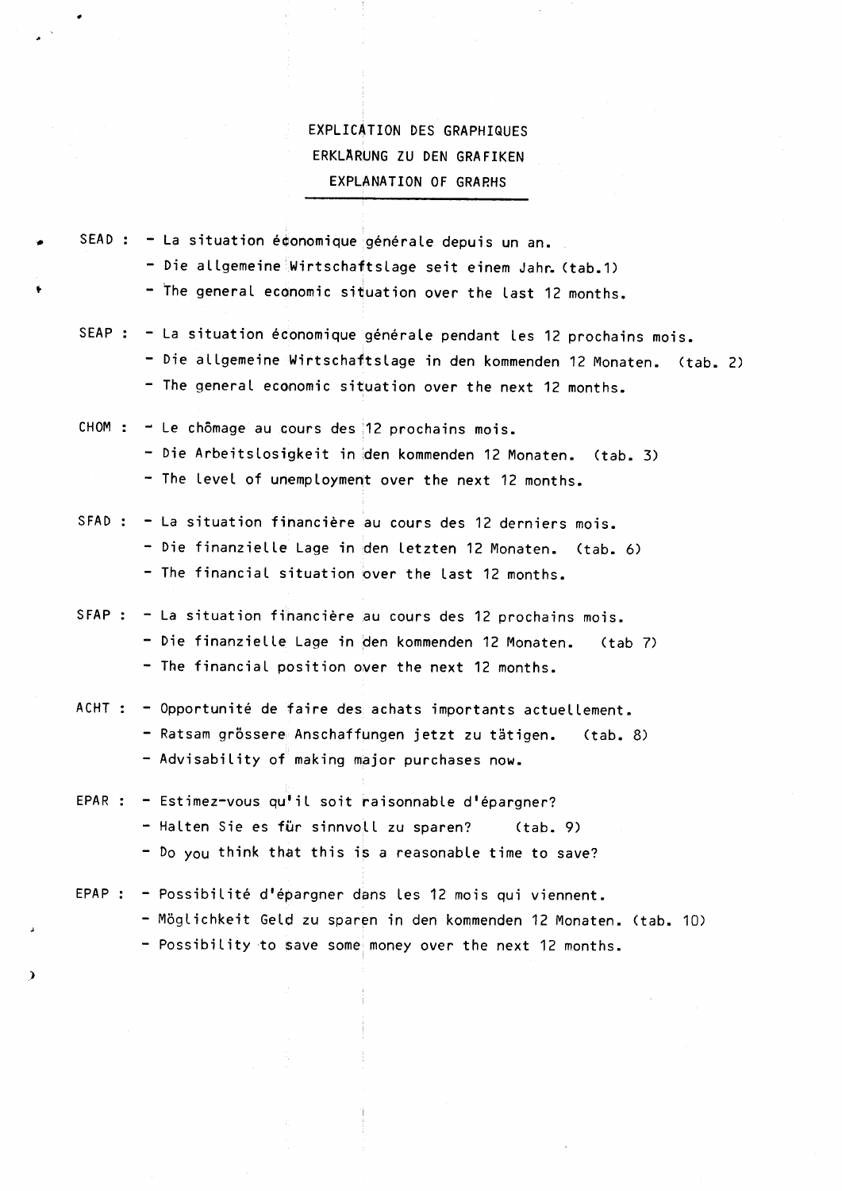# EXPLICATION DES GRAPHIQUES
# ERKLÄRUNG ZU DEN GRAFIKEN
# EXPLANATION OF GRAPHS

SEAD :
- La situation économique générale depuis un an.
- Die allgemeine Wirtschaftslage seit einem Jahr. (tab.1)
- The general economic situation over the last 12 months.

SEAP :
- La situation économique générale pendant les 12 prochains mois.
- Die allgemeine Wirtschaftslage in den kommenden 12 Monaten. (tab. 2)
- The general economic situation over the next 12 months.

CHOM :
- Le chômage au cours des 12 prochains mois.
- Die Arbeitslosigkeit in den kommenden 12 Monaten. (tab. 3)
- The level of unemployment over the next 12 months.

SFAD :
- La situation financière au cours des 12 derniers mois.
- Die finanzielle Lage in den letzten 12 Monaten. (tab. 6)
- The financial situation over the last 12 months.

SFAP :
- La situation financière au cours des 12 prochains mois.
- Die finanzielle Lage in den kommenden 12 Monaten. (tab 7)
- The financial position over the next 12 months.

ACHT :
- Opportunité de faire des achats importants actuellement.
- Ratsam grössere Anschaffungen jetzt zu tätigen. (tab. 8)
- Advisability of making major purchases now.

EPAR :
- Estimez-vous qu'il soit raisonnable d'épargner?
- Halten Sie es für sinnvoll zu sparen? (tab. 9)
- Do you think that this is a reasonable time to save?

EPAP :
- Possibilité d'épargner dans les 12 mois qui viennent.
- Möglichkeit Geld zu sparen in den kommenden 12 Monaten. (tab. 10)
- Possibility to save some money over the next 12 months.